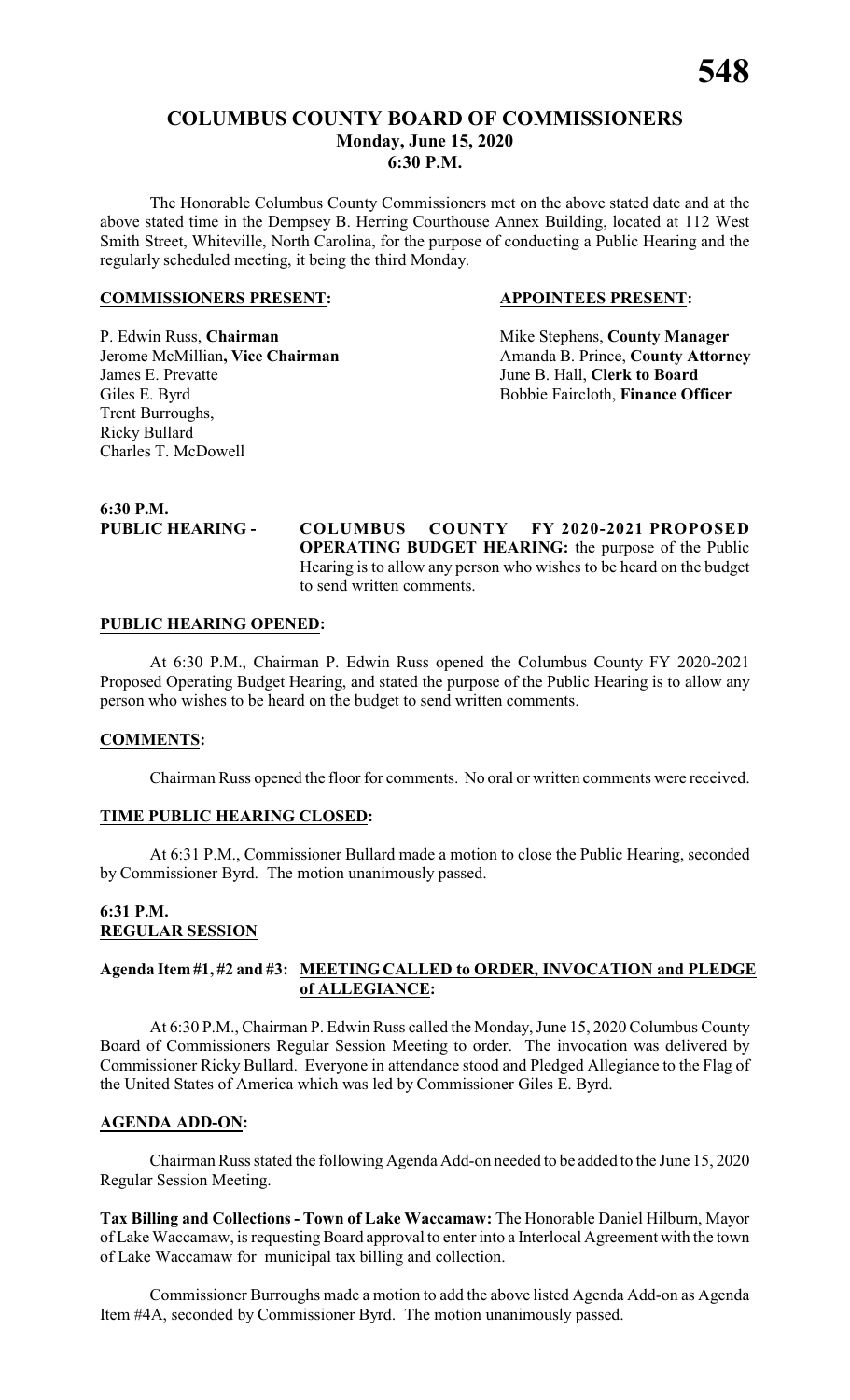# COLUMBUS COUNTY BOARD OF COMMISSIONERS
## Monday, June 15, 2020
## 6:30 P.M.

The Honorable Columbus County Commissioners met on the above stated date and at the above stated time in the Dempsey B. Herring Courthouse Annex Building, located at 112 West Smith Street, Whiteville, North Carolina, for the purpose of conducting a Public Hearing and the regularly scheduled meeting, it being the third Monday.

| **COMMISSIONERS PRESENT:** | **APPOINTEES PRESENT:** |
| --- | --- |
| P. Edwin Russ, **Chairman** | Mike Stephens, **County Manager** |
| Jerome McMillian**, Vice Chairman** | Amanda B. Prince, **County Attorney** |
| James E. Prevatte | June B. Hall, **Clerk to Board** |
| Giles E. Byrd | Bobbie Faircloth, **Finance Officer** |
| Trent Burroughs, | |
| Ricky Bullard | |
| Charles T. McDowell | |

**6:30 P.M.**

**PUBLIC HEARING - COLUMBUS COUNTY FY 2020-2021 PROPOSED OPERATING BUDGET HEARING:** the purpose of the Public Hearing is to allow any person who wishes to be heard on the budget to send written comments.

**PUBLIC HEARING OPENED:**

At 6:30 P.M., Chairman P. Edwin Russ opened the Columbus County FY 2020-2021 Proposed Operating Budget Hearing, and stated the purpose of the Public Hearing is to allow any person who wishes to be heard on the budget to send written comments.

**COMMENTS:**

Chairman Russ opened the floor for comments. No oral or written comments were received.

**TIME PUBLIC HEARING CLOSED:**

At 6:31 P.M., Commissioner Bullard made a motion to close the Public Hearing, seconded by Commissioner Byrd. The motion unanimously passed.

**6:31 P.M.**
**REGULAR SESSION**

**Agenda Item #1, #2 and #3: MEETING CALLED to ORDER, INVOCATION and PLEDGE of ALLEGIANCE:**

At 6:30 P.M., Chairman P. Edwin Russ called the Monday, June 15, 2020 Columbus County Board of Commissioners Regular Session Meeting to order. The invocation was delivered by Commissioner Ricky Bullard. Everyone in attendance stood and Pledged Allegiance to the Flag of the United States of America which was led by Commissioner Giles E. Byrd.

**AGENDA ADD-ON:**

Chairman Russ stated the following Agenda Add-on needed to be added to the June 15, 2020 Regular Session Meeting.

**Tax Billing and Collections - Town of Lake Waccamaw:** The Honorable Daniel Hilburn, Mayor of Lake Waccamaw, is requesting Board approval to enter into a Interlocal Agreement with the town of Lake Waccamaw for municipal tax billing and collection.

Commissioner Burroughs made a motion to add the above listed Agenda Add-on as Agenda Item #4A, seconded by Commissioner Byrd. The motion unanimously passed.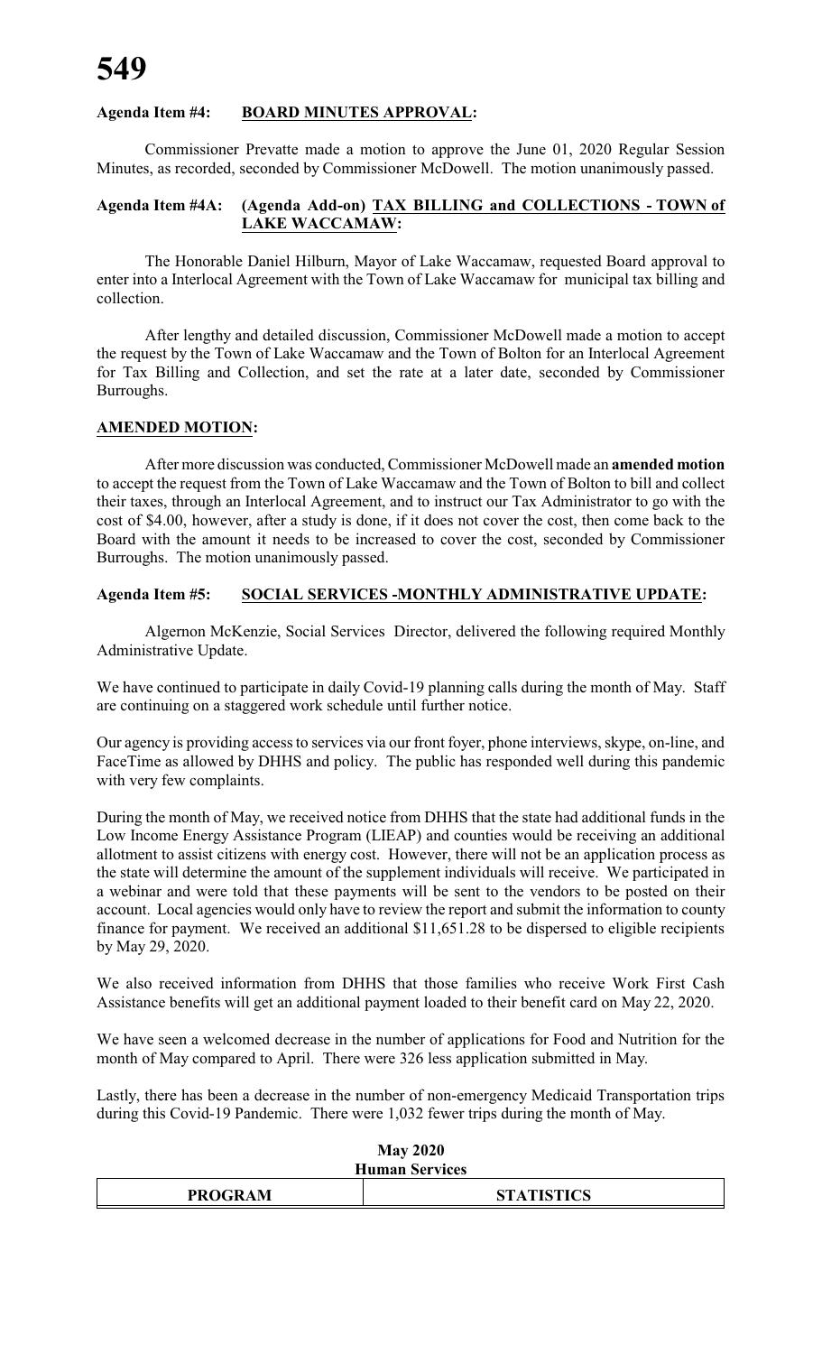**Agenda Item #4: BOARD MINUTES APPROVAL:**

Commissioner Prevatte made a motion to approve the June 01, 2020 Regular Session Minutes, as recorded, seconded by Commissioner McDowell. The motion unanimously passed.

**Agenda Item #4A: (Agenda Add-on) TAX BILLING and COLLECTIONS - TOWN of LAKE WACCAMAW:**

The Honorable Daniel Hilburn, Mayor of Lake Waccamaw, requested Board approval to enter into a Interlocal Agreement with the Town of Lake Waccamaw for municipal tax billing and collection.

After lengthy and detailed discussion, Commissioner McDowell made a motion to accept the request by the Town of Lake Waccamaw and the Town of Bolton for an Interlocal Agreement for Tax Billing and Collection, and set the rate at a later date, seconded by Commissioner Burroughs.

**AMENDED MOTION:**

After more discussion was conducted, Commissioner McDowell made an **amended motion** to accept the request from the Town of Lake Waccamaw and the Town of Bolton to bill and collect their taxes, through an Interlocal Agreement, and to instruct our Tax Administrator to go with the cost of $4.00, however, after a study is done, if it does not cover the cost, then come back to the Board with the amount it needs to be increased to cover the cost, seconded by Commissioner Burroughs. The motion unanimously passed.

**Agenda Item #5: SOCIAL SERVICES -MONTHLY ADMINISTRATIVE UPDATE:**

Algernon McKenzie, Social Services Director, delivered the following required Monthly Administrative Update.

We have continued to participate in daily Covid-19 planning calls during the month of May. Staff are continuing on a staggered work schedule until further notice.

Our agency is providing access to services via our front foyer, phone interviews, skype, on-line, and FaceTime as allowed by DHHS and policy. The public has responded well during this pandemic with very few complaints.

During the month of May, we received notice from DHHS that the state had additional funds in the Low Income Energy Assistance Program (LIEAP) and counties would be receiving an additional allotment to assist citizens with energy cost. However, there will not be an application process as the state will determine the amount of the supplement individuals will receive. We participated in a webinar and were told that these payments will be sent to the vendors to be posted on their account. Local agencies would only have to review the report and submit the information to county finance for payment. We received an additional $11,651.28 to be dispersed to eligible recipients by May 29, 2020.

We also received information from DHHS that those families who receive Work First Cash Assistance benefits will get an additional payment loaded to their benefit card on May 22, 2020.

We have seen a welcomed decrease in the number of applications for Food and Nutrition for the month of May compared to April. There were 326 less application submitted in May.

Lastly, there has been a decrease in the number of non-emergency Medicaid Transportation trips during this Covid-19 Pandemic. There were 1,032 fewer trips during the month of May.

**May 2020**
**Human Services**

| PROGRAM | STATISTICS |
|---|---|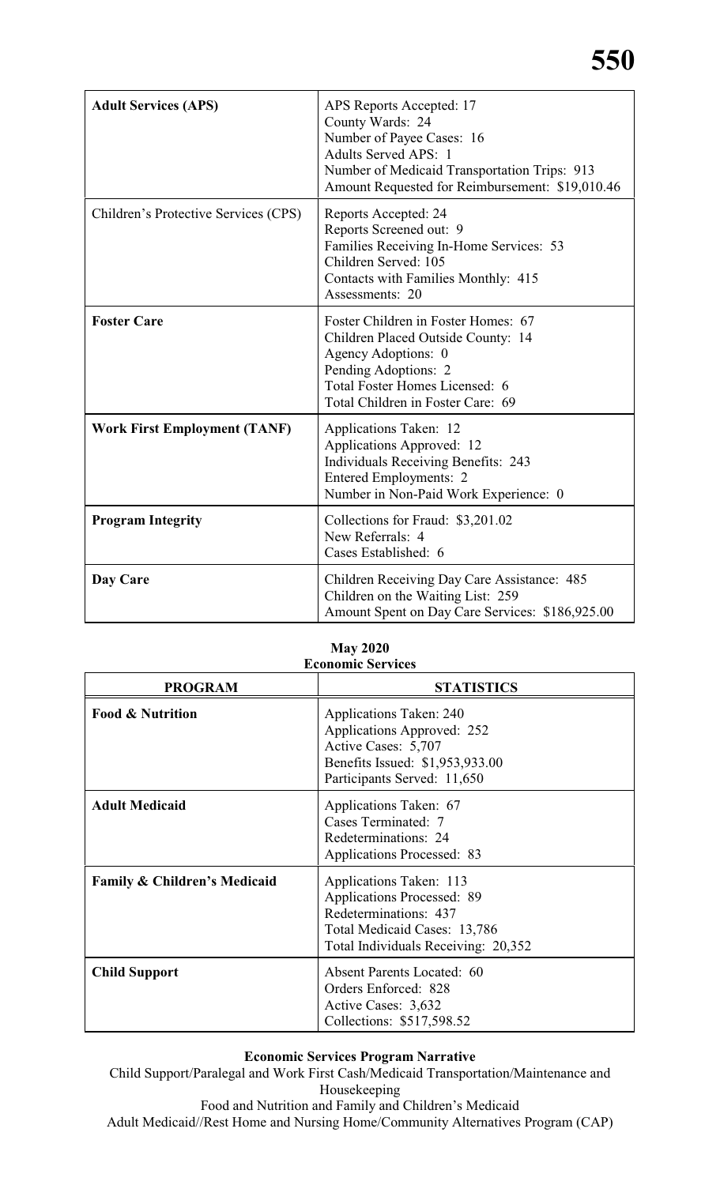| | |
|---|---|
| **Adult Services (APS)** | APS Reports Accepted: 17<br>County Wards: 24<br>Number of Payee Cases: 16<br>Adults Served APS: 1<br>Number of Medicaid Transportation Trips: 913<br>Amount Requested for Reimbursement: $19,010.46 |
| Children's Protective Services (CPS) | Reports Accepted: 24<br>Reports Screened out: 9<br>Families Receiving In-Home Services: 53<br>Children Served: 105<br>Contacts with Families Monthly: 415<br>Assessments: 20 |
| **Foster Care** | Foster Children in Foster Homes: 67<br>Children Placed Outside County: 14<br>Agency Adoptions: 0<br>Pending Adoptions: 2<br>Total Foster Homes Licensed: 6<br>Total Children in Foster Care: 69 |
| **Work First Employment (TANF)** | Applications Taken: 12<br>Applications Approved: 12<br>Individuals Receiving Benefits: 243<br>Entered Employments: 2<br>Number in Non-Paid Work Experience: 0 |
| **Program Integrity** | Collections for Fraud: $3,201.02<br>New Referrals: 4<br>Cases Established: 6 |
| **Day Care** | Children Receiving Day Care Assistance: 485<br>Children on the Waiting List: 259<br>Amount Spent on Day Care Services: $186,925.00 |

**May 2020**
**Economic Services**

| PROGRAM | STATISTICS |
|---|---|
| **Food & Nutrition** | Applications Taken: 240<br>Applications Approved: 252<br>Active Cases: 5,707<br>Benefits Issued: $1,953,933.00<br>Participants Served: 11,650 |
| **Adult Medicaid** | Applications Taken: 67<br>Cases Terminated: 7<br>Redeterminations: 24<br>Applications Processed: 83 |
| **Family & Children's Medicaid** | Applications Taken: 113<br>Applications Processed: 89<br>Redeterminations: 437<br>Total Medicaid Cases: 13,786<br>Total Individuals Receiving: 20,352 |
| **Child Support** | Absent Parents Located: 60<br>Orders Enforced: 828<br>Active Cases: 3,632<br>Collections: $517,598.52 |

**Economic Services Program Narrative**

Child Support/Paralegal and Work First Cash/Medicaid Transportation/Maintenance and Housekeeping

Food and Nutrition and Family and Children's Medicaid

Adult Medicaid//Rest Home and Nursing Home/Community Alternatives Program (CAP)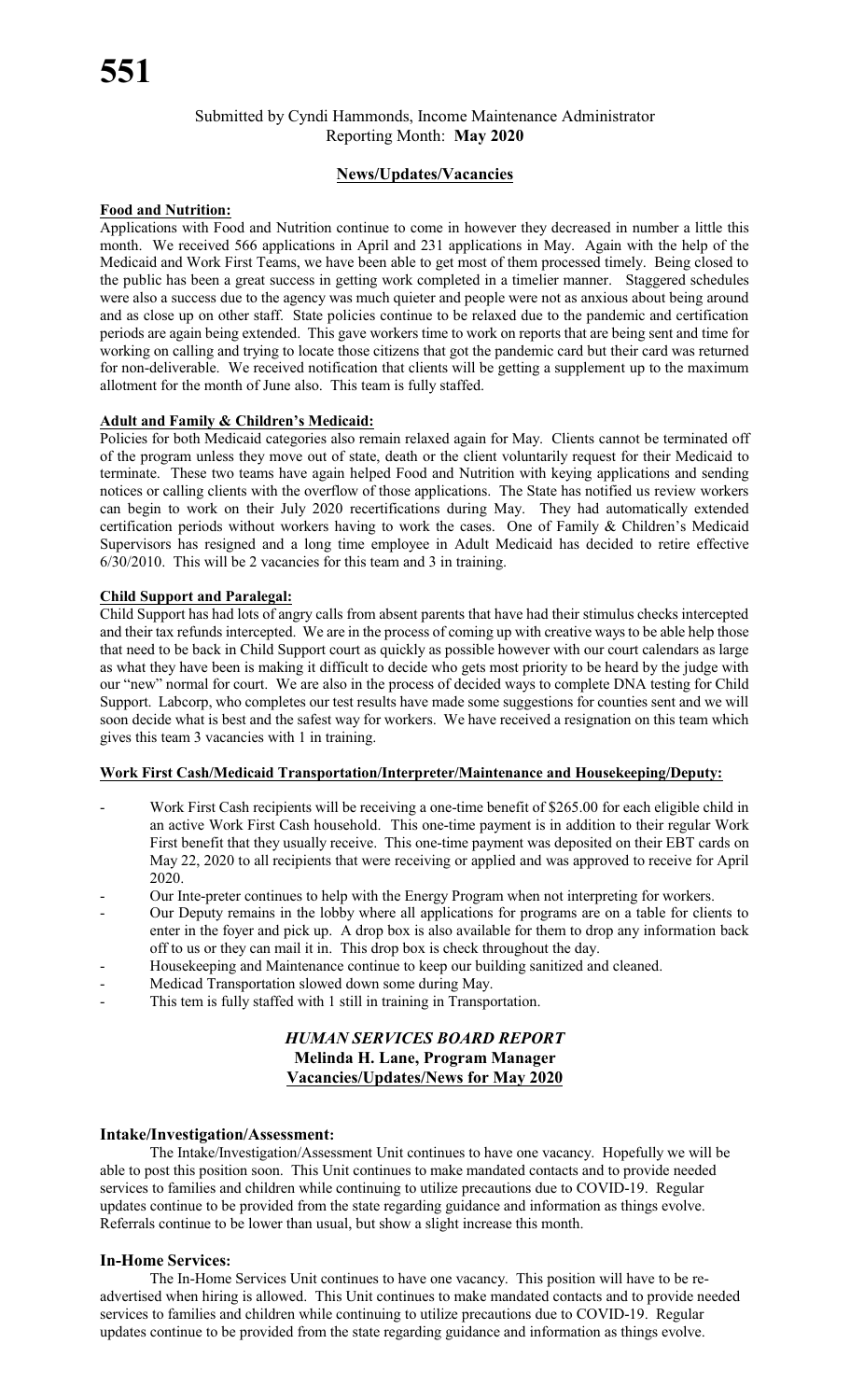Submitted by Cyndi Hammonds, Income Maintenance Administrator
Reporting Month: **May 2020**

## News/Updates/Vacancies

**Food and Nutrition:**

Applications with Food and Nutrition continue to come in however they decreased in number a little this month. We received 566 applications in April and 231 applications in May. Again with the help of the Medicaid and Work First Teams, we have been able to get most of them processed timely. Being closed to the public has been a great success in getting work completed in a timelier manner. Staggered schedules were also a success due to the agency was much quieter and people were not as anxious about being around and as close up on other staff. State policies continue to be relaxed due to the pandemic and certification periods are again being extended. This gave workers time to work on reports that are being sent and time for working on calling and trying to locate those citizens that got the pandemic card but their card was returned for non-deliverable. We received notification that clients will be getting a supplement up to the maximum allotment for the month of June also. This team is fully staffed.

**Adult and Family & Children's Medicaid:**

Policies for both Medicaid categories also remain relaxed again for May. Clients cannot be terminated off of the program unless they move out of state, death or the client voluntarily request for their Medicaid to terminate. These two teams have again helped Food and Nutrition with keying applications and sending notices or calling clients with the overflow of those applications. The State has notified us review workers can begin to work on their July 2020 recertifications during May. They had automatically extended certification periods without workers having to work the cases. One of Family & Children's Medicaid Supervisors has resigned and a long time employee in Adult Medicaid has decided to retire effective 6/30/2010. This will be 2 vacancies for this team and 3 in training.

**Child Support and Paralegal:**

Child Support has had lots of angry calls from absent parents that have had their stimulus checks intercepted and their tax refunds intercepted. We are in the process of coming up with creative ways to be able help those that need to be back in Child Support court as quickly as possible however with our court calendars as large as what they have been is making it difficult to decide who gets most priority to be heard by the judge with our "new" normal for court. We are also in the process of decided ways to complete DNA testing for Child Support. Labcorp, who completes our test results have made some suggestions for counties sent and we will soon decide what is best and the safest way for workers. We have received a resignation on this team which gives this team 3 vacancies with 1 in training.

**Work First Cash/Medicaid Transportation/Interpreter/Maintenance and Housekeeping/Deputy:**

- Work First Cash recipients will be receiving a one-time benefit of $265.00 for each eligible child in an active Work First Cash household. This one-time payment is in addition to their regular Work First benefit that they usually receive. This one-time payment was deposited on their EBT cards on May 22, 2020 to all recipients that were receiving or applied and was approved to receive for April 2020.
- Our Inte-preter continues to help with the Energy Program when not interpreting for workers.
- Our Deputy remains in the lobby where all applications for programs are on a table for clients to enter in the foyer and pick up. A drop box is also available for them to drop any information back off to us or they can mail it in. This drop box is check throughout the day.
- Housekeeping and Maintenance continue to keep our building sanitized and cleaned.
- Medicad Transportation slowed down some during May.
- This tem is fully staffed with 1 still in training in Transportation.

## *HUMAN SERVICES BOARD REPORT*
**Melinda H. Lane, Program Manager**
**Vacancies/Updates/News for May 2020**

### Intake/Investigation/Assessment:

The Intake/Investigation/Assessment Unit continues to have one vacancy. Hopefully we will be able to post this position soon. This Unit continues to make mandated contacts and to provide needed services to families and children while continuing to utilize precautions due to COVID-19. Regular updates continue to be provided from the state regarding guidance and information as things evolve. Referrals continue to be lower than usual, but show a slight increase this month.

### In-Home Services:

The In-Home Services Unit continues to have one vacancy. This position will have to be re-advertised when hiring is allowed. This Unit continues to make mandated contacts and to provide needed services to families and children while continuing to utilize precautions due to COVID-19. Regular updates continue to be provided from the state regarding guidance and information as things evolve.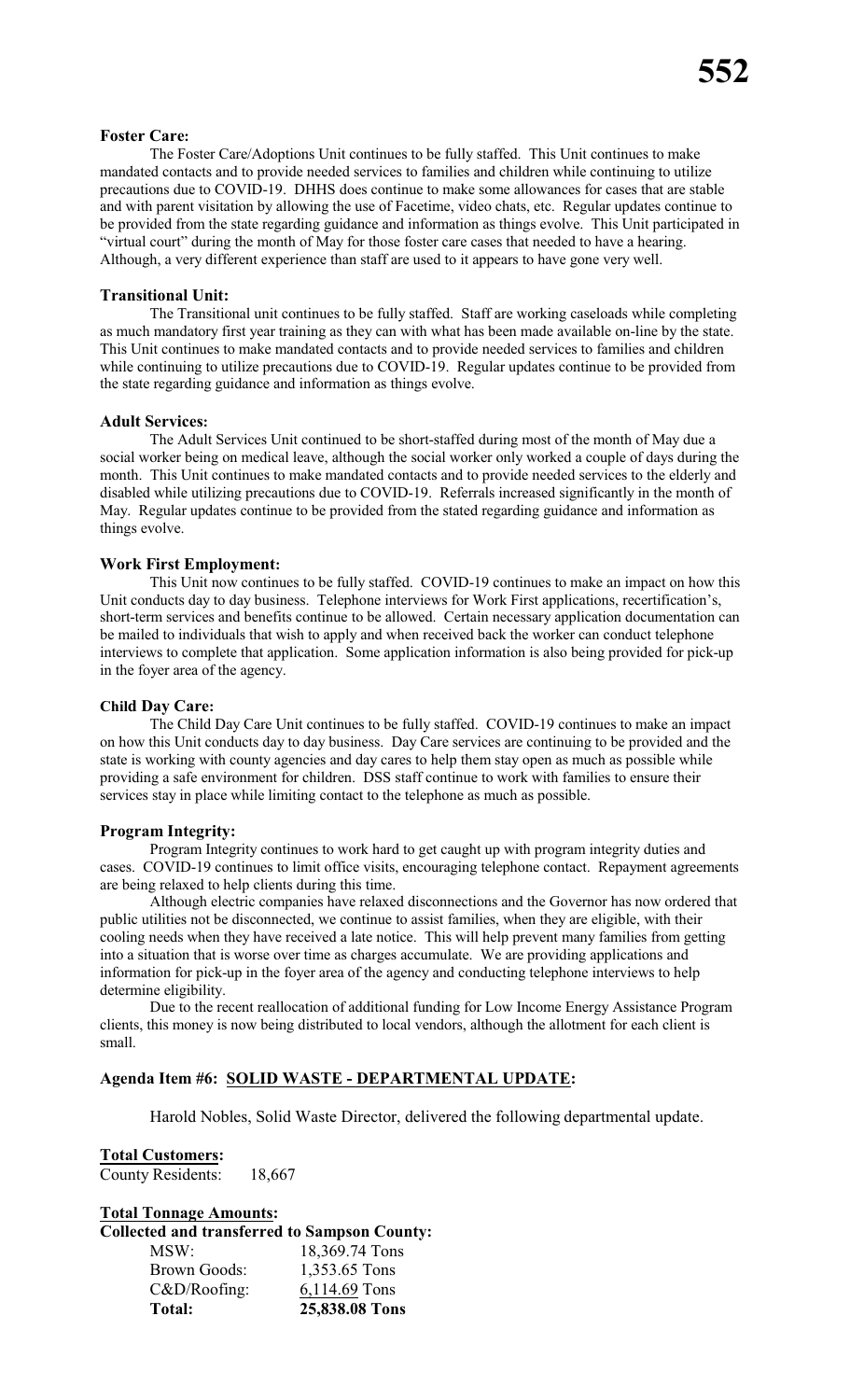**Foster Care:**

The Foster Care/Adoptions Unit continues to be fully staffed. This Unit continues to make mandated contacts and to provide needed services to families and children while continuing to utilize precautions due to COVID-19. DHHS does continue to make some allowances for cases that are stable and with parent visitation by allowing the use of Facetime, video chats, etc. Regular updates continue to be provided from the state regarding guidance and information as things evolve. This Unit participated in "virtual court" during the month of May for those foster care cases that needed to have a hearing. Although, a very different experience than staff are used to it appears to have gone very well.

**Transitional Unit:**

The Transitional unit continues to be fully staffed. Staff are working caseloads while completing as much mandatory first year training as they can with what has been made available on-line by the state. This Unit continues to make mandated contacts and to provide needed services to families and children while continuing to utilize precautions due to COVID-19. Regular updates continue to be provided from the state regarding guidance and information as things evolve.

**Adult Services:**

The Adult Services Unit continued to be short-staffed during most of the month of May due a social worker being on medical leave, although the social worker only worked a couple of days during the month. This Unit continues to make mandated contacts and to provide needed services to the elderly and disabled while utilizing precautions due to COVID-19. Referrals increased significantly in the month of May. Regular updates continue to be provided from the stated regarding guidance and information as things evolve.

**Work First Employment:**

This Unit now continues to be fully staffed. COVID-19 continues to make an impact on how this Unit conducts day to day business. Telephone interviews for Work First applications, recertification's, short-term services and benefits continue to be allowed. Certain necessary application documentation can be mailed to individuals that wish to apply and when received back the worker can conduct telephone interviews to complete that application. Some application information is also being provided for pick-up in the foyer area of the agency.

**Child Day Care:**

The Child Day Care Unit continues to be fully staffed. COVID-19 continues to make an impact on how this Unit conducts day to day business. Day Care services are continuing to be provided and the state is working with county agencies and day cares to help them stay open as much as possible while providing a safe environment for children. DSS staff continue to work with families to ensure their services stay in place while limiting contact to the telephone as much as possible.

**Program Integrity:**

Program Integrity continues to work hard to get caught up with program integrity duties and cases. COVID-19 continues to limit office visits, encouraging telephone contact. Repayment agreements are being relaxed to help clients during this time.

Although electric companies have relaxed disconnections and the Governor has now ordered that public utilities not be disconnected, we continue to assist families, when they are eligible, with their cooling needs when they have received a late notice. This will help prevent many families from getting into a situation that is worse over time as charges accumulate. We are providing applications and information for pick-up in the foyer area of the agency and conducting telephone interviews to help determine eligibility.

Due to the recent reallocation of additional funding for Low Income Energy Assistance Program clients, this money is now being distributed to local vendors, although the allotment for each client is small.

**Agenda Item #6: SOLID WASTE - DEPARTMENTAL UPDATE:**

Harold Nobles, Solid Waste Director, delivered the following departmental update.

**Total Customers:**

County Residents: 18,667

**Total Tonnage Amounts:**

**Collected and transferred to Sampson County:**

| | |
|---|---|
| MSW: | 18,369.74 Tons |
| Brown Goods: | 1,353.65 Tons |
| C&D/Roofing: | 6,114.69 Tons |
| **Total:** | **25,838.08 Tons** |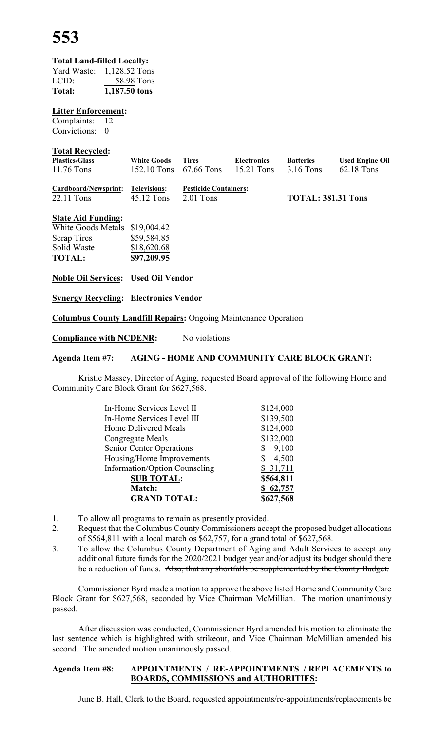**Total Land-filled Locally:**

| | |
|---|---|
| Yard Waste: | 1,128.52 Tons |
| LCID: | 58.98 Tons |
| **Total:** | **1,187.50 tons** |

**Litter Enforcement:**

Complaints: 12
Convictions: 0

**Total Recycled:**

| **Plastics/Glass** | **White Goods** | **Tires** | **Electronics** | **Batteries** | **Used Engine Oil** |
|---|---|---|---|---|---|
| 11.76 Tons | 152.10 Tons | 67.66 Tons | 15.21 Tons | 3.16 Tons | 62.18 Tons |
| **Cardboard/Newsprint:** | **Televisions:** | **Pesticide Containers:** | | | |
| 22.11 Tons | 45.12 Tons | 2.01 Tons | | **TOTAL: 381.31 Tons** | |

**State Aid Funding:**

| | |
|---|---|
| White Goods Metals | $19,004.42 |
| Scrap Tires | $59,584.85 |
| Solid Waste | $18,620.68 |
| **TOTAL:** | **$97,209.95** |

**Noble Oil Services: Used Oil Vendor**

**Synergy Recycling: Electronics Vendor**

**Columbus County Landfill Repairs:** Ongoing Maintenance Operation

**Compliance with NCDENR:** No violations

**Agenda Item #7: AGING - HOME AND COMMUNITY CARE BLOCK GRANT:**

Kristie Massey, Director of Aging, requested Board approval of the following Home and Community Care Block Grant for $627,568.

| | |
|---|---|
| In-Home Services Level II | $124,000 |
| In-Home Services Level III | $139,500 |
| Home Delivered Meals | $124,000 |
| Congregate Meals | $132,000 |
| Senior Center Operations | $ 9,100 |
| Housing/Home Improvements | $ 4,500 |
| Information/Option Counseling | $ 31,711 |
| **SUB TOTAL:** | **$564,811** |
| **Match:** | **$ 62,757** |
| **GRAND TOTAL:** | **$627,568** |

1. To allow all programs to remain as presently provided.
2. Request that the Columbus County Commissioners accept the proposed budget allocations of $564,811 with a local match os $62,757, for a grand total of $627,568.
3. To allow the Columbus County Department of Aging and Adult Services to accept any additional future funds for the 2020/2021 budget year and/or adjust its budget should there be a reduction of funds. ~~Also, that any shortfalls be supplemented by the County Budget.~~

Commissioner Byrd made a motion to approve the above listed Home and Community Care Block Grant for $627,568, seconded by Vice Chairman McMillian. The motion unanimously passed.

After discussion was conducted, Commissioner Byrd amended his motion to eliminate the last sentence which is highlighted with strikeout, and Vice Chairman McMillian amended his second. The amended motion unanimously passed.

**Agenda Item #8: APPOINTMENTS / RE-APPOINTMENTS / REPLACEMENTS to BOARDS, COMMISSIONS and AUTHORITIES:**

June B. Hall, Clerk to the Board, requested appointments/re-appointments/replacements be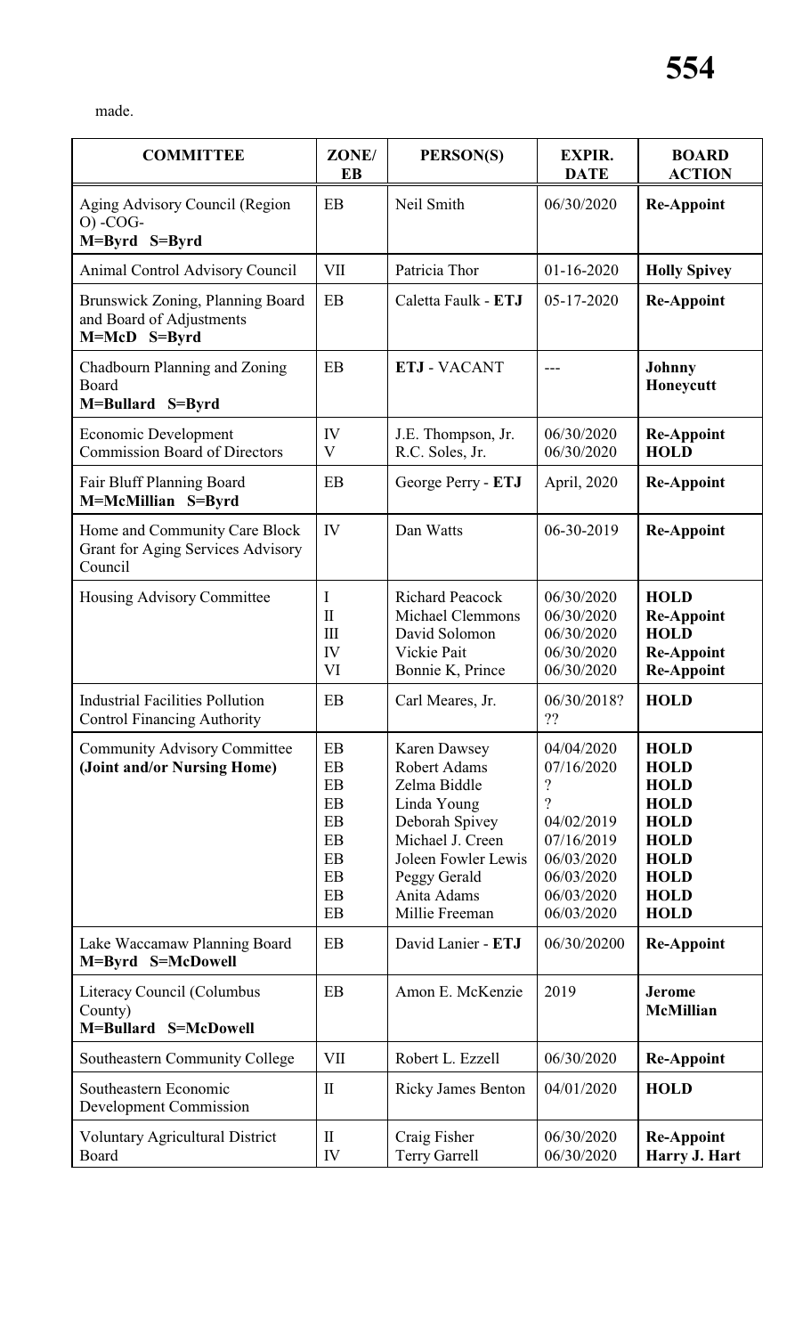made.

| COMMITTEE | ZONE/ EB | PERSON(S) | EXPIR. DATE | BOARD ACTION |
|---|---|---|---|---|
| Aging Advisory Council (Region O) -COG- **M=Byrd S=Byrd** | EB | Neil Smith | 06/30/2020 | **Re-Appoint** |
| Animal Control Advisory Council | VII | Patricia Thor | 01-16-2020 | **Holly Spivey** |
| Brunswick Zoning, Planning Board and Board of Adjustments **M=McD S=Byrd** | EB | Caletta Faulk - **ETJ** | 05-17-2020 | **Re-Appoint** |
| Chadbourn Planning and Zoning Board **M=Bullard S=Byrd** | EB | **ETJ** - VACANT | --- | **Johnny Honeycutt** |
| Economic Development Commission Board of Directors | IV<br>V | J.E. Thompson, Jr.<br>R.C. Soles, Jr. | 06/30/2020<br>06/30/2020 | **Re-Appoint**<br>**HOLD** |
| Fair Bluff Planning Board **M=McMillian S=Byrd** | EB | George Perry - **ETJ** | April, 2020 | **Re-Appoint** |
| Home and Community Care Block Grant for Aging Services Advisory Council | IV | Dan Watts | 06-30-2019 | **Re-Appoint** |
| Housing Advisory Committee | I<br>II<br>III<br>IV<br>VI | Richard Peacock<br>Michael Clemmons<br>David Solomon<br>Vickie Pait<br>Bonnie K, Prince | 06/30/2020<br>06/30/2020<br>06/30/2020<br>06/30/2020<br>06/30/2020 | **HOLD**<br>**Re-Appoint**<br>**HOLD**<br>**Re-Appoint**<br>**Re-Appoint** |
| Industrial Facilities Pollution Control Financing Authority | EB | Carl Meares, Jr. | 06/30/2018? ?? | **HOLD** |
| Community Advisory Committee **(Joint and/or Nursing Home)** | EB<br>EB<br>EB<br>EB<br>EB<br>EB<br>EB<br>EB<br>EB<br>EB | Karen Dawsey<br>Robert Adams<br>Zelma Biddle<br>Linda Young<br>Deborah Spivey<br>Michael J. Creen<br>Joleen Fowler Lewis<br>Peggy Gerald<br>Anita Adams<br>Millie Freeman | 04/04/2020<br>07/16/2020<br>?<br>?<br>04/02/2019<br>07/16/2019<br>06/03/2020<br>06/03/2020<br>06/03/2020<br>06/03/2020 | **HOLD**<br>**HOLD**<br>**HOLD**<br>**HOLD**<br>**HOLD**<br>**HOLD**<br>**HOLD**<br>**HOLD**<br>**HOLD**<br>**HOLD** |
| Lake Waccamaw Planning Board **M=Byrd S=McDowell** | EB | David Lanier - **ETJ** | 06/30/20200 | **Re-Appoint** |
| Literacy Council (Columbus County) **M=Bullard S=McDowell** | EB | Amon E. McKenzie | 2019 | **Jerome McMillian** |
| Southeastern Community College | VII | Robert L. Ezzell | 06/30/2020 | **Re-Appoint** |
| Southeastern Economic Development Commission | II | Ricky James Benton | 04/01/2020 | **HOLD** |
| Voluntary Agricultural District Board | II<br>IV | Craig Fisher<br>Terry Garrell | 06/30/2020<br>06/30/2020 | **Re-Appoint**<br>**Harry J. Hart** |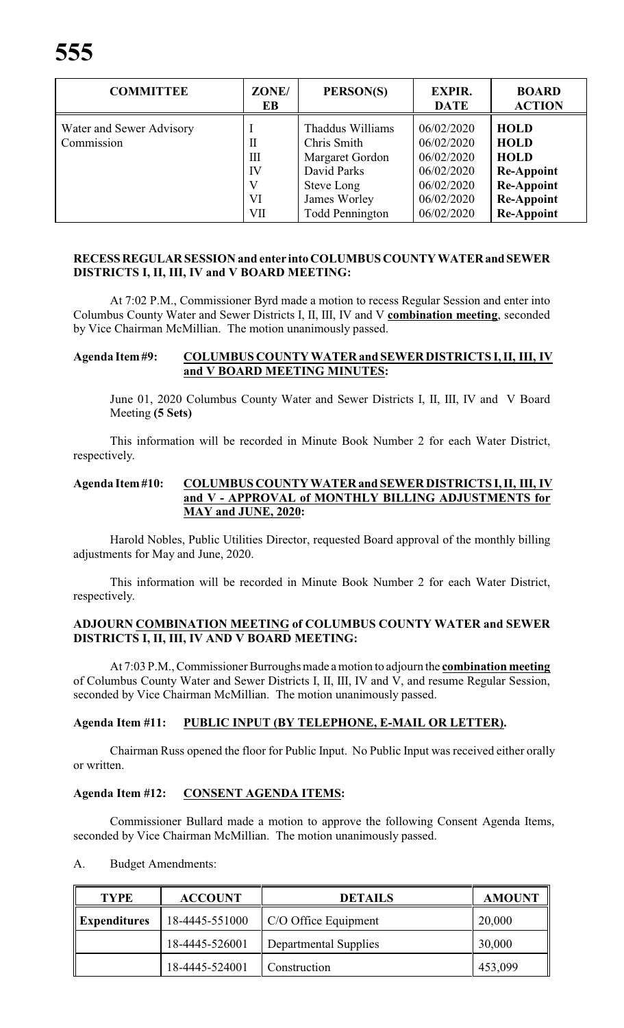| COMMITTEE | ZONE/ EB | PERSON(S) | EXPIR. DATE | BOARD ACTION |
|---|---|---|---|---|
| Water and Sewer Advisory Commission | I | Thaddus Williams | 06/02/2020 | **HOLD** |
| | II | Chris Smith | 06/02/2020 | **HOLD** |
| | III | Margaret Gordon | 06/02/2020 | **HOLD** |
| | IV | David Parks | 06/02/2020 | **Re-Appoint** |
| | V | Steve Long | 06/02/2020 | **Re-Appoint** |
| | VI | James Worley | 06/02/2020 | **Re-Appoint** |
| | VII | Todd Pennington | 06/02/2020 | **Re-Appoint** |

**RECESS REGULAR SESSION and enter into COLUMBUS COUNTY WATER and SEWER DISTRICTS I, II, III, IV and V BOARD MEETING:**

At 7:02 P.M., Commissioner Byrd made a motion to recess Regular Session and enter into Columbus County Water and Sewer Districts I, II, III, IV and V **combination meeting**, seconded by Vice Chairman McMillian. The motion unanimously passed.

**Agenda Item #9: COLUMBUS COUNTY WATER and SEWER DISTRICTS I, II, III, IV and V BOARD MEETING MINUTES:**

June 01, 2020 Columbus County Water and Sewer Districts I, II, III, IV and V Board Meeting **(5 Sets)**

This information will be recorded in Minute Book Number 2 for each Water District, respectively.

**Agenda Item #10: COLUMBUS COUNTY WATER and SEWER DISTRICTS I, II, III, IV and V - APPROVAL of MONTHLY BILLING ADJUSTMENTS for MAY and JUNE, 2020:**

Harold Nobles, Public Utilities Director, requested Board approval of the monthly billing adjustments for May and June, 2020.

This information will be recorded in Minute Book Number 2 for each Water District, respectively.

**ADJOURN COMBINATION MEETING of COLUMBUS COUNTY WATER and SEWER DISTRICTS I, II, III, IV AND V BOARD MEETING:**

At 7:03 P.M., Commissioner Burroughs made a motion to adjourn the **combination meeting** of Columbus County Water and Sewer Districts I, II, III, IV and V, and resume Regular Session, seconded by Vice Chairman McMillian. The motion unanimously passed.

**Agenda Item #11: PUBLIC INPUT (BY TELEPHONE, E-MAIL OR LETTER).**

Chairman Russ opened the floor for Public Input. No Public Input was received either orally or written.

**Agenda Item #12: CONSENT AGENDA ITEMS:**

Commissioner Bullard made a motion to approve the following Consent Agenda Items, seconded by Vice Chairman McMillian. The motion unanimously passed.

A. Budget Amendments:

| TYPE | ACCOUNT | DETAILS | AMOUNT |
|---|---|---|---|
| **Expenditures** | 18-4445-551000 | C/O Office Equipment | 20,000 |
| | 18-4445-526001 | Departmental Supplies | 30,000 |
| | 18-4445-524001 | Construction | 453,099 |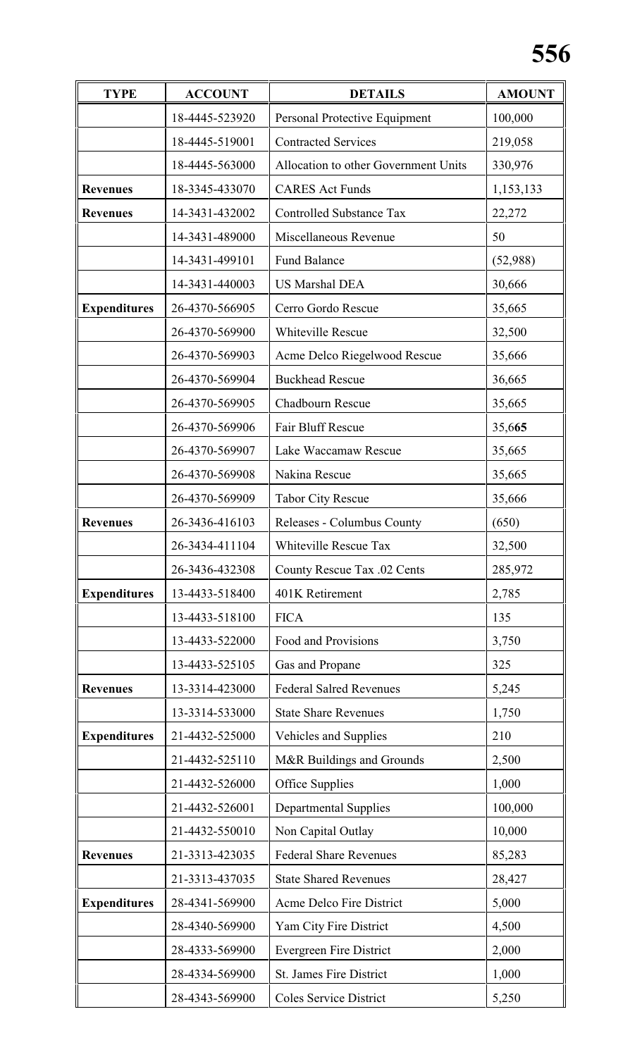| TYPE | ACCOUNT | DETAILS | AMOUNT |
|---|---|---|---|
| | 18-4445-523920 | Personal Protective Equipment | 100,000 |
| | 18-4445-519001 | Contracted Services | 219,058 |
| | 18-4445-563000 | Allocation to other Government Units | 330,976 |
| **Revenues** | 18-3345-433070 | CARES Act Funds | 1,153,133 |
| **Revenues** | 14-3431-432002 | Controlled Substance Tax | 22,272 |
| | 14-3431-489000 | Miscellaneous Revenue | 50 |
| | 14-3431-499101 | Fund Balance | (52,988) |
| | 14-3431-440003 | US Marshal DEA | 30,666 |
| **Expenditures** | 26-4370-566905 | Cerro Gordo Rescue | 35,665 |
| | 26-4370-569900 | Whiteville Rescue | 32,500 |
| | 26-4370-569903 | Acme Delco Riegelwood Rescue | 35,666 |
| | 26-4370-569904 | Buckhead Rescue | 36,665 |
| | 26-4370-569905 | Chadbourn Rescue | 35,665 |
| | 26-4370-569906 | Fair Bluff Rescue | 35,6**65** |
| | 26-4370-569907 | Lake Waccamaw Rescue | 35,665 |
| | 26-4370-569908 | Nakina Rescue | 35,665 |
| | 26-4370-569909 | Tabor City Rescue | 35,666 |
| **Revenues** | 26-3436-416103 | Releases - Columbus County | (650) |
| | 26-3434-411104 | Whiteville Rescue Tax | 32,500 |
| | 26-3436-432308 | County Rescue Tax .02 Cents | 285,972 |
| **Expenditures** | 13-4433-518400 | 401K Retirement | 2,785 |
| | 13-4433-518100 | FICA | 135 |
| | 13-4433-522000 | Food and Provisions | 3,750 |
| | 13-4433-525105 | Gas and Propane | 325 |
| **Revenues** | 13-3314-423000 | Federal Salred Revenues | 5,245 |
| | 13-3314-533000 | State Share Revenues | 1,750 |
| **Expenditures** | 21-4432-525000 | Vehicles and Supplies | 210 |
| | 21-4432-525110 | M&R Buildings and Grounds | 2,500 |
| | 21-4432-526000 | Office Supplies | 1,000 |
| | 21-4432-526001 | Departmental Supplies | 100,000 |
| | 21-4432-550010 | Non Capital Outlay | 10,000 |
| **Revenues** | 21-3313-423035 | Federal Share Revenues | 85,283 |
| | 21-3313-437035 | State Shared Revenues | 28,427 |
| **Expenditures** | 28-4341-569900 | Acme Delco Fire District | 5,000 |
| | 28-4340-569900 | Yam City Fire District | 4,500 |
| | 28-4333-569900 | Evergreen Fire District | 2,000 |
| | 28-4334-569900 | St. James Fire District | 1,000 |
| | 28-4343-569900 | Coles Service District | 5,250 |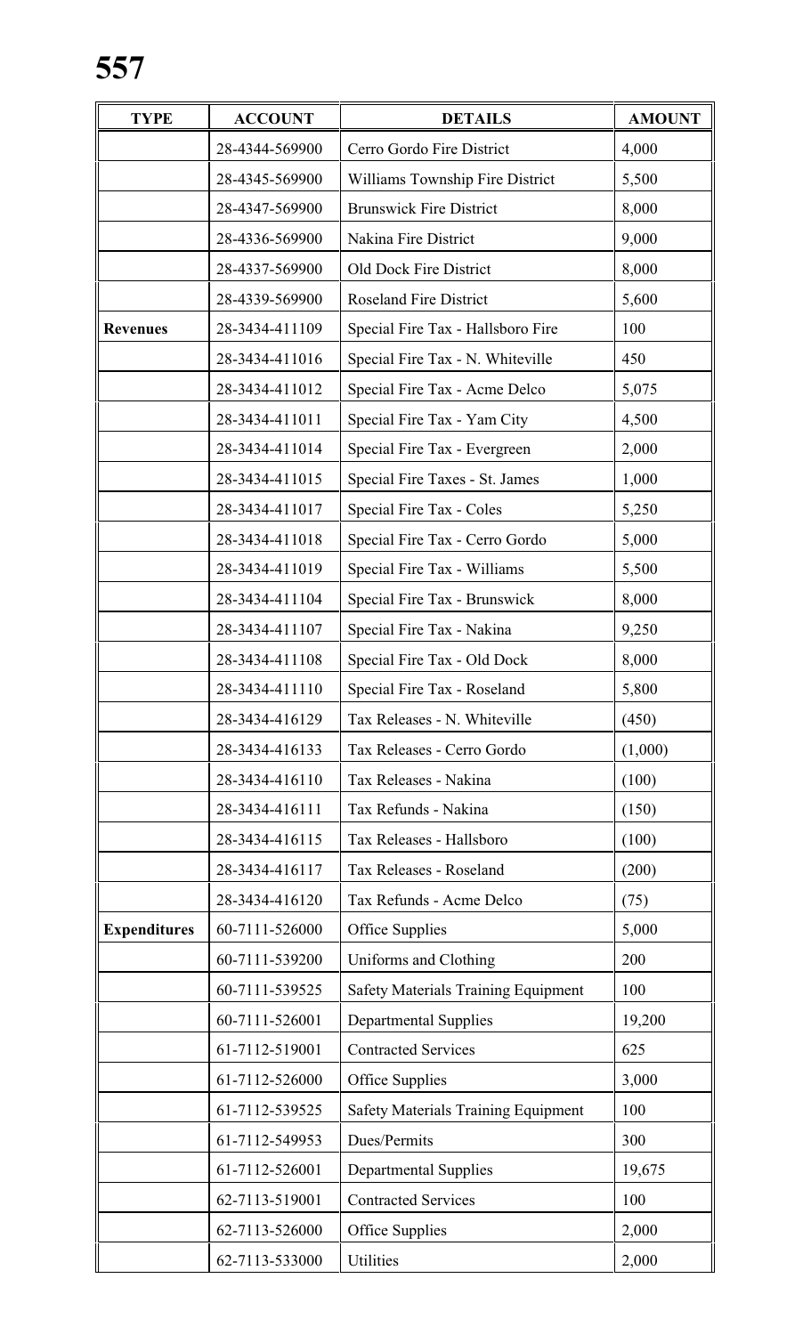| TYPE | ACCOUNT | DETAILS | AMOUNT |
|---|---|---|---|
| | 28-4344-569900 | Cerro Gordo Fire District | 4,000 |
| | 28-4345-569900 | Williams Township Fire District | 5,500 |
| | 28-4347-569900 | Brunswick Fire District | 8,000 |
| | 28-4336-569900 | Nakina Fire District | 9,000 |
| | 28-4337-569900 | Old Dock Fire District | 8,000 |
| | 28-4339-569900 | Roseland Fire District | 5,600 |
| **Revenues** | 28-3434-411109 | Special Fire Tax - Hallsboro Fire | 100 |
| | 28-3434-411016 | Special Fire Tax - N. Whiteville | 450 |
| | 28-3434-411012 | Special Fire Tax - Acme Delco | 5,075 |
| | 28-3434-411011 | Special Fire Tax - Yam City | 4,500 |
| | 28-3434-411014 | Special Fire Tax - Evergreen | 2,000 |
| | 28-3434-411015 | Special Fire Taxes - St. James | 1,000 |
| | 28-3434-411017 | Special Fire Tax - Coles | 5,250 |
| | 28-3434-411018 | Special Fire Tax - Cerro Gordo | 5,000 |
| | 28-3434-411019 | Special Fire Tax - Williams | 5,500 |
| | 28-3434-411104 | Special Fire Tax - Brunswick | 8,000 |
| | 28-3434-411107 | Special Fire Tax - Nakina | 9,250 |
| | 28-3434-411108 | Special Fire Tax - Old Dock | 8,000 |
| | 28-3434-411110 | Special Fire Tax - Roseland | 5,800 |
| | 28-3434-416129 | Tax Releases - N. Whiteville | (450) |
| | 28-3434-416133 | Tax Releases - Cerro Gordo | (1,000) |
| | 28-3434-416110 | Tax Releases - Nakina | (100) |
| | 28-3434-416111 | Tax Refunds - Nakina | (150) |
| | 28-3434-416115 | Tax Releases - Hallsboro | (100) |
| | 28-3434-416117 | Tax Releases - Roseland | (200) |
| | 28-3434-416120 | Tax Refunds - Acme Delco | (75) |
| **Expenditures** | 60-7111-526000 | Office Supplies | 5,000 |
| | 60-7111-539200 | Uniforms and Clothing | 200 |
| | 60-7111-539525 | Safety Materials Training Equipment | 100 |
| | 60-7111-526001 | Departmental Supplies | 19,200 |
| | 61-7112-519001 | Contracted Services | 625 |
| | 61-7112-526000 | Office Supplies | 3,000 |
| | 61-7112-539525 | Safety Materials Training Equipment | 100 |
| | 61-7112-549953 | Dues/Permits | 300 |
| | 61-7112-526001 | Departmental Supplies | 19,675 |
| | 62-7113-519001 | Contracted Services | 100 |
| | 62-7113-526000 | Office Supplies | 2,000 |
| | 62-7113-533000 | Utilities | 2,000 |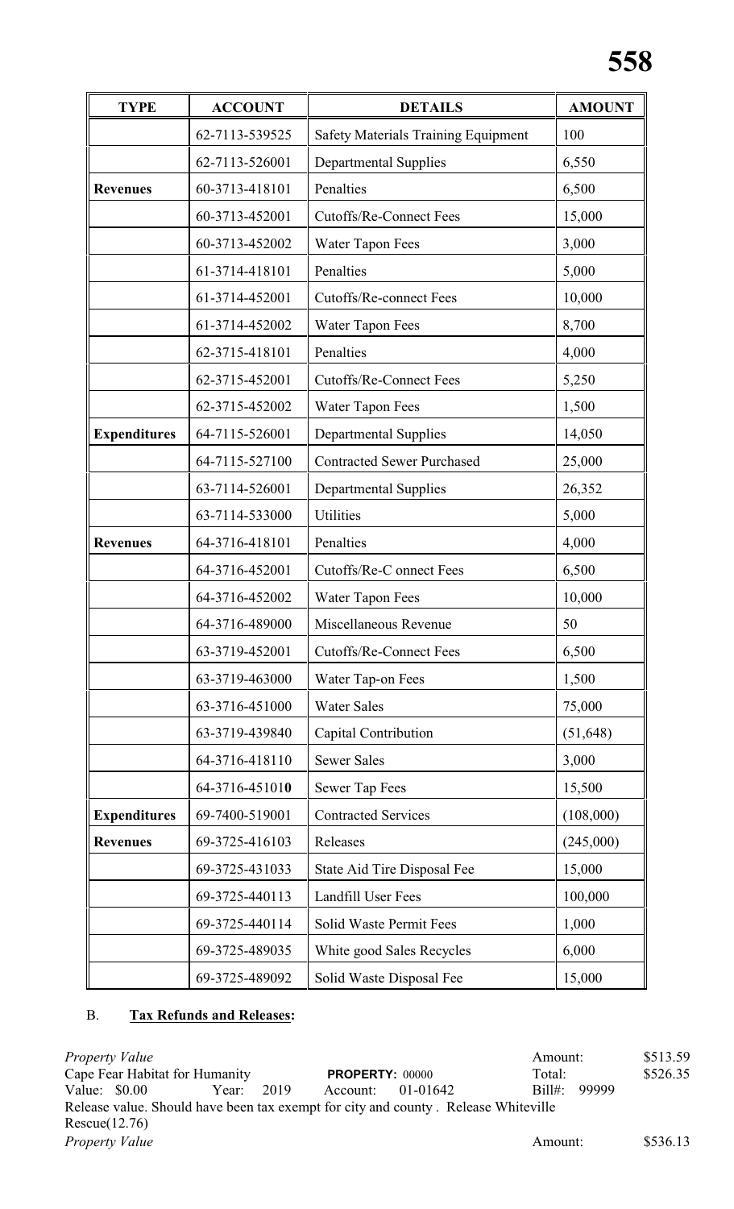| TYPE | ACCOUNT | DETAILS | AMOUNT |
|---|---|---|---|
| | 62-7113-539525 | Safety Materials Training Equipment | 100 |
| | 62-7113-526001 | Departmental Supplies | 6,550 |
| **Revenues** | 60-3713-418101 | Penalties | 6,500 |
| | 60-3713-452001 | Cutoffs/Re-Connect Fees | 15,000 |
| | 60-3713-452002 | Water Tapon Fees | 3,000 |
| | 61-3714-418101 | Penalties | 5,000 |
| | 61-3714-452001 | Cutoffs/Re-connect Fees | 10,000 |
| | 61-3714-452002 | Water Tapon Fees | 8,700 |
| | 62-3715-418101 | Penalties | 4,000 |
| | 62-3715-452001 | Cutoffs/Re-Connect Fees | 5,250 |
| | 62-3715-452002 | Water Tapon Fees | 1,500 |
| **Expenditures** | 64-7115-526001 | Departmental Supplies | 14,050 |
| | 64-7115-527100 | Contracted Sewer Purchased | 25,000 |
| | 63-7114-526001 | Departmental Supplies | 26,352 |
| | 63-7114-533000 | Utilities | 5,000 |
| **Revenues** | 64-3716-418101 | Penalties | 4,000 |
| | 64-3716-452001 | Cutoffs/Re-C onnect Fees | 6,500 |
| | 64-3716-452002 | Water Tapon Fees | 10,000 |
| | 64-3716-489000 | Miscellaneous Revenue | 50 |
| | 63-3719-452001 | Cutoffs/Re-Connect Fees | 6,500 |
| | 63-3719-463000 | Water Tap-on Fees | 1,500 |
| | 63-3716-451000 | Water Sales | 75,000 |
| | 63-3719-439840 | Capital Contribution | (51,648) |
| | 64-3716-418110 | Sewer Sales | 3,000 |
| | 64-3716-451010 | Sewer Tap Fees | 15,500 |
| **Expenditures** | 69-7400-519001 | Contracted Services | (108,000) |
| **Revenues** | 69-3725-416103 | Releases | (245,000) |
| | 69-3725-431033 | State Aid Tire Disposal Fee | 15,000 |
| | 69-3725-440113 | Landfill User Fees | 100,000 |
| | 69-3725-440114 | Solid Waste Permit Fees | 1,000 |
| | 69-3725-489035 | White good Sales Recycles | 6,000 |
| | 69-3725-489092 | Solid Waste Disposal Fee | 15,000 |

B. **Tax Refunds and Releases:**

*Property Value* Amount: $513.59

Cape Fear Habitat for Humanity **PROPERTY:** 00000 Total: $526.35

Value: $0.00 Year: 2019 Account: 01-01642 Bill#: 99999

Release value. Should have been tax exempt for city and county . Release Whiteville Rescue(12.76)

*Property Value* Amount: $536.13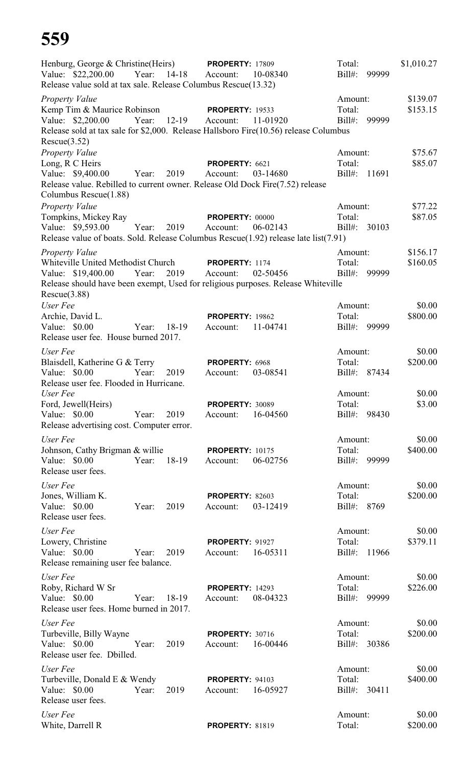Henburg, George & Christine(Heirs) **PROPERTY:** 17809 Total: $1,010.27
Value: $22,200.00 Year: 14-18 Account: 10-08340 Bill#: 99999
Release value sold at tax sale. Release Columbus Rescue(13.32)

*Property Value* Amount: $139.07
Kemp Tim & Maurice Robinson **PROPERTY:** 19533 Total: $153.15
Value: $2,200.00 Year: 12-19 Account: 11-01920 Bill#: 99999
Release sold at tax sale for $2,000. Release Hallsboro Fire(10.56) release Columbus Rescue(3.52)

*Property Value* Amount: $75.67
Long, R C Heirs **PROPERTY:** 6621 Total: $85.07
Value: $9,400.00 Year: 2019 Account: 03-14680 Bill#: 11691
Release value. Rebilled to current owner. Release Old Dock Fire(7.52) release Columbus Rescue(1.88)

*Property Value* Amount: $77.22
Tompkins, Mickey Ray **PROPERTY:** 00000 Total: $87.05
Value: $9,593.00 Year: 2019 Account: 06-02143 Bill#: 30103
Release value of boats. Sold. Release Columbus Rescue(1.92) release late list(7.91)

*Property Value* Amount: $156.17
Whiteville United Methodist Church **PROPERTY:** 1174 Total: $160.05
Value: $19,400.00 Year: 2019 Account: 02-50456 Bill#: 99999
Release should have been exempt, Used for religious purposes. Release Whiteville Rescue(3.88)

*User Fee* Amount: $0.00
Archie, David L. **PROPERTY:** 19862 Total: $800.00
Value: $0.00 Year: 18-19 Account: 11-04741 Bill#: 99999
Release user fee. House burned 2017.

*User Fee* Amount: $0.00
Blaisdell, Katherine G & Terry **PROPERTY:** 6968 Total: $200.00
Value: $0.00 Year: 2019 Account: 03-08541 Bill#: 87434
Release user fee. Flooded in Hurricane.

*User Fee* Amount: $0.00
Ford, Jewell(Heirs) **PROPERTY:** 30089 Total: $3.00
Value: $0.00 Year: 2019 Account: 16-04560 Bill#: 98430
Release advertising cost. Computer error.

*User Fee* Amount: $0.00
Johnson, Cathy Brigman & willie **PROPERTY:** 10175 Total: $400.00
Value: $0.00 Year: 18-19 Account: 06-02756 Bill#: 99999
Release user fees.

*User Fee* Amount: $0.00
Jones, William K. **PROPERTY:** 82603 Total: $200.00
Value: $0.00 Year: 2019 Account: 03-12419 Bill#: 8769
Release user fees.

*User Fee* Amount: $0.00
Lowery, Christine **PROPERTY:** 91927 Total: $379.11
Value: $0.00 Year: 2019 Account: 16-05311 Bill#: 11966
Release remaining user fee balance.

*User Fee* Amount: $0.00
Roby, Richard W Sr **PROPERTY:** 14293 Total: $226.00
Value: $0.00 Year: 18-19 Account: 08-04323 Bill#: 99999
Release user fees. Home burned in 2017.

*User Fee* Amount: $0.00
Turbeville, Billy Wayne **PROPERTY:** 30716 Total: $200.00
Value: $0.00 Year: 2019 Account: 16-00446 Bill#: 30386
Release user fee. Dbilled.

*User Fee* Amount: $0.00
Turbeville, Donald E & Wendy **PROPERTY:** 94103 Total: $400.00
Value: $0.00 Year: 2019 Account: 16-05927 Bill#: 30411
Release user fees.

*User Fee* Amount: $0.00
White, Darrell R **PROPERTY:** 81819 Total: $200.00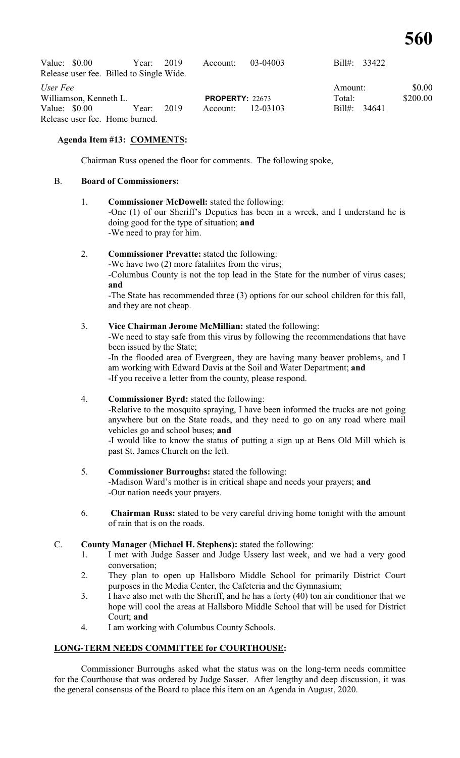Value: $0.00 Year: 2019 Account: 03-04003 Bill#: 33422
Release user fee. Billed to Single Wide.

*User Fee* Amount: $0.00
Williamson, Kenneth L. **PROPERTY:** 22673 Total: $200.00
Value: $0.00 Year: 2019 Account: 12-03103 Bill#: 34641
Release user fee. Home burned.

**Agenda Item #13: COMMENTS:**

Chairman Russ opened the floor for comments. The following spoke,

B. **Board of Commissioners:**

1. **Commissioner McDowell:** stated the following:
   -One (1) of our Sheriff's Deputies has been in a wreck, and I understand he is doing good for the type of situation; **and**
   -We need to pray for him.

2. **Commissioner Prevatte:** stated the following:
   -We have two (2) more fataliites from the virus;
   -Columbus County is not the top lead in the State for the number of virus cases; **and**
   -The State has recommended three (3) options for our school children for this fall, and they are not cheap.

3. **Vice Chairman Jerome McMillian:** stated the following:
   -We need to stay safe from this virus by following the recommendations that have been issued by the State;
   -In the flooded area of Evergreen, they are having many beaver problems, and I am working with Edward Davis at the Soil and Water Department; **and**
   -If you receive a letter from the county, please respond.

4. **Commissioner Byrd:** stated the following:
   -Relative to the mosquito spraying, I have been informed the trucks are not going anywhere but on the State roads, and they need to go on any road where mail vehicles go and school buses; **and**
   -I would like to know the status of putting a sign up at Bens Old Mill which is past St. James Church on the left.

5. **Commissioner Burroughs:** stated the following:
   -Madison Ward's mother is in critical shape and needs your prayers; **and**
   -Our nation needs your prayers.

6. **Chairman Russ:** stated to be very careful driving home tonight with the amount of rain that is on the roads.

C. **County Manager** (**Michael H. Stephens):** stated the following:
   1. I met with Judge Sasser and Judge Ussery last week, and we had a very good conversation;
   2. They plan to open up Hallsboro Middle School for primarily District Court purposes in the Media Center, the Cafeteria and the Gymnasium;
   3. I have also met with the Sheriff, and he has a forty (40) ton air conditioner that we hope will cool the areas at Hallsboro Middle School that will be used for District Court; **and**
   4. I am working with Columbus County Schools.

**LONG-TERM NEEDS COMMITTEE for COURTHOUSE:**

Commissioner Burroughs asked what the status was on the long-term needs committee for the Courthouse that was ordered by Judge Sasser. After lengthy and deep discussion, it was the general consensus of the Board to place this item on an Agenda in August, 2020.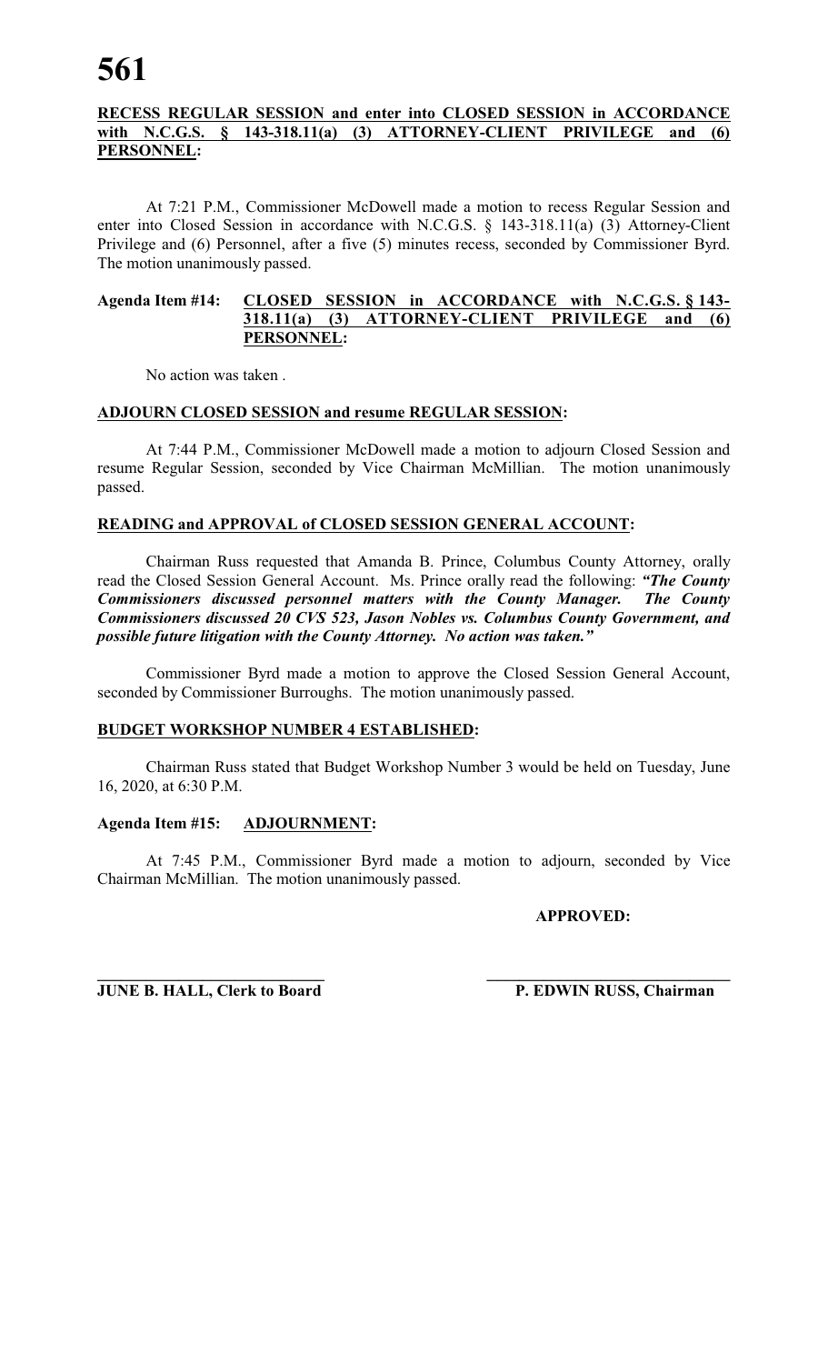**RECESS REGULAR SESSION and enter into CLOSED SESSION in ACCORDANCE with N.C.G.S. § 143-318.11(a) (3) ATTORNEY-CLIENT PRIVILEGE and (6) PERSONNEL:**

At 7:21 P.M., Commissioner McDowell made a motion to recess Regular Session and enter into Closed Session in accordance with N.C.G.S. § 143-318.11(a) (3) Attorney-Client Privilege and (6) Personnel, after a five (5) minutes recess, seconded by Commissioner Byrd. The motion unanimously passed.

**Agenda Item #14: CLOSED SESSION in ACCORDANCE with N.C.G.S. § 143-318.11(a) (3) ATTORNEY-CLIENT PRIVILEGE and (6) PERSONNEL:**

No action was taken .

**ADJOURN CLOSED SESSION and resume REGULAR SESSION:**

At 7:44 P.M., Commissioner McDowell made a motion to adjourn Closed Session and resume Regular Session, seconded by Vice Chairman McMillian. The motion unanimously passed.

**READING and APPROVAL of CLOSED SESSION GENERAL ACCOUNT:**

Chairman Russ requested that Amanda B. Prince, Columbus County Attorney, orally read the Closed Session General Account. Ms. Prince orally read the following: ***"The County Commissioners discussed personnel matters with the County Manager. The County Commissioners discussed 20 CVS 523, Jason Nobles vs. Columbus County Government, and possible future litigation with the County Attorney. No action was taken."***

Commissioner Byrd made a motion to approve the Closed Session General Account, seconded by Commissioner Burroughs. The motion unanimously passed.

**BUDGET WORKSHOP NUMBER 4 ESTABLISHED:**

Chairman Russ stated that Budget Workshop Number 3 would be held on Tuesday, June 16, 2020, at 6:30 P.M.

**Agenda Item #15: ADJOURNMENT:**

At 7:45 P.M., Commissioner Byrd made a motion to adjourn, seconded by Vice Chairman McMillian. The motion unanimously passed.

**APPROVED:**

\_\_\_\_\_\_\_\_\_\_\_\_\_\_\_\_\_\_\_\_\_\_\_\_\_\_\_\_ \_\_\_\_\_\_\_\_\_\_\_\_\_\_\_\_\_\_\_\_\_\_\_\_\_\_\_\_\_\_

**JUNE B. HALL, Clerk to Board** **P. EDWIN RUSS, Chairman**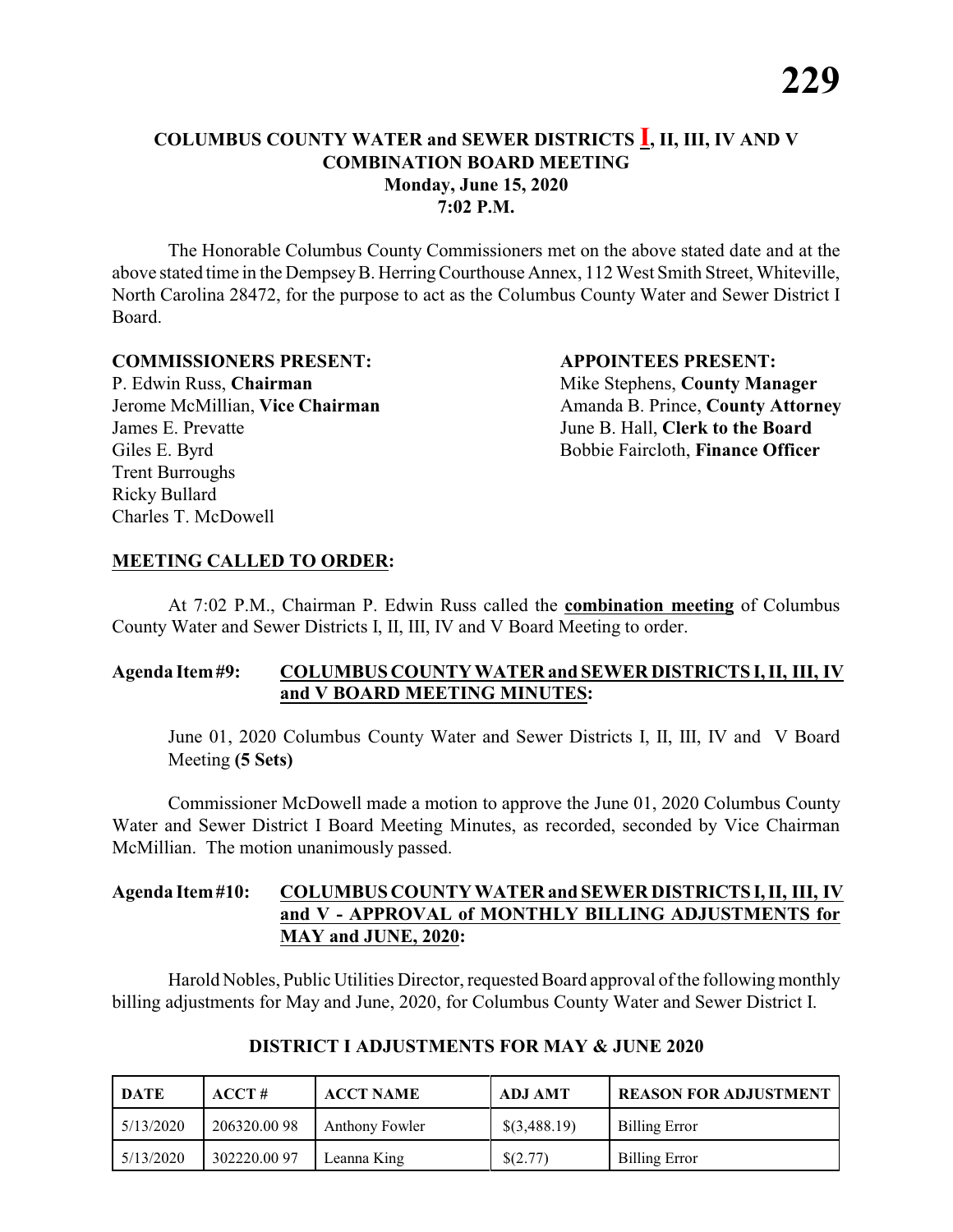# COLUMBUS COUNTY WATER and SEWER DISTRICTS I, II, III, IV AND V COMBINATION BOARD MEETING

**Monday, June 15, 2020**
**7:02 P.M.**

The Honorable Columbus County Commissioners met on the above stated date and at the above stated time in the Dempsey B. Herring Courthouse Annex, 112 West Smith Street, Whiteville, North Carolina 28472, for the purpose to act as the Columbus County Water and Sewer District I Board.

**COMMISSIONERS PRESENT:**

P. Edwin Russ, **Chairman**
Jerome McMillian, **Vice Chairman**
James E. Prevatte
Giles E. Byrd
Trent Burroughs
Ricky Bullard
Charles T. McDowell

**APPOINTEES PRESENT:**

Mike Stephens, **County Manager**
Amanda B. Prince, **County Attorney**
June B. Hall, **Clerk to the Board**
Bobbie Faircloth, **Finance Officer**

**MEETING CALLED TO ORDER:**

At 7:02 P.M., Chairman P. Edwin Russ called the **combination meeting** of Columbus County Water and Sewer Districts I, II, III, IV and V Board Meeting to order.

**Agenda Item #9: COLUMBUS COUNTY WATER and SEWER DISTRICTS I, II, III, IV and V BOARD MEETING MINUTES:**

June 01, 2020 Columbus County Water and Sewer Districts I, II, III, IV and V Board Meeting **(5 Sets)**

Commissioner McDowell made a motion to approve the June 01, 2020 Columbus County Water and Sewer District I Board Meeting Minutes, as recorded, seconded by Vice Chairman McMillian. The motion unanimously passed.

**Agenda Item #10: COLUMBUS COUNTY WATER and SEWER DISTRICTS I, II, III, IV and V - APPROVAL of MONTHLY BILLING ADJUSTMENTS for MAY and JUNE, 2020:**

Harold Nobles, Public Utilities Director, requested Board approval of the following monthly billing adjustments for May and June, 2020, for Columbus County Water and Sewer District I.

**DISTRICT I ADJUSTMENTS FOR MAY & JUNE 2020**

| DATE | ACCT # | ACCT NAME | ADJ AMT | REASON FOR ADJUSTMENT |
|---|---|---|---|---|
| 5/13/2020 | 206320.00 98 | Anthony Fowler | $(3,488.19) | Billing Error |
| 5/13/2020 | 302220.00 97 | Leanna King | $(2.77) | Billing Error |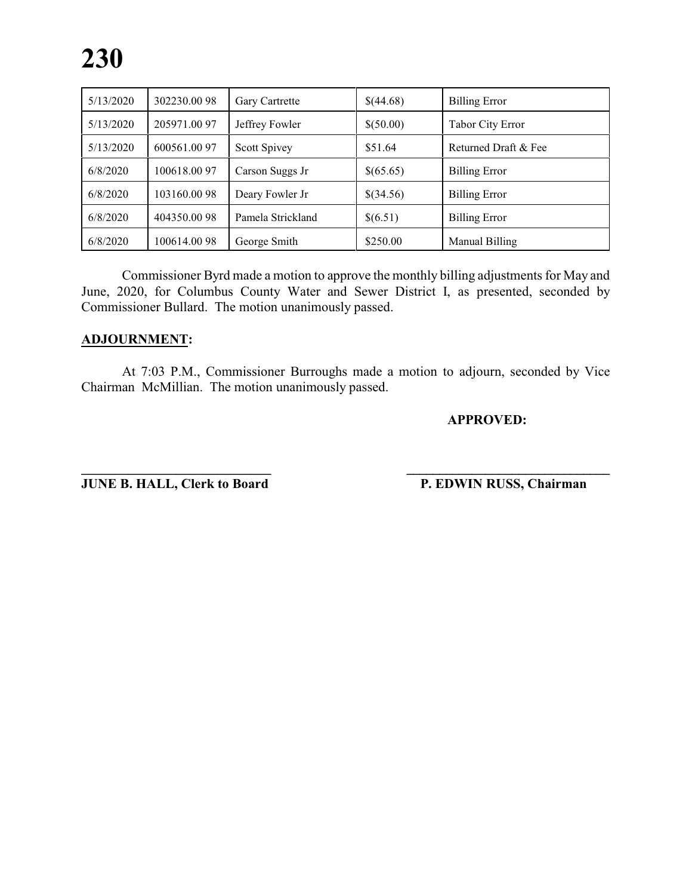| 5/13/2020 | 302230.00 98 | Gary Cartrette | $(44.68) | Billing Error |
|---|---|---|---|---|
| 5/13/2020 | 205971.00 97 | Jeffrey Fowler | $(50.00) | Tabor City Error |
| 5/13/2020 | 600561.00 97 | Scott Spivey | $51.64 | Returned Draft & Fee |
| 6/8/2020 | 100618.00 97 | Carson Suggs Jr | $(65.65) | Billing Error |
| 6/8/2020 | 103160.00 98 | Deary Fowler Jr | $(34.56) | Billing Error |
| 6/8/2020 | 404350.00 98 | Pamela Strickland | $(6.51) | Billing Error |
| 6/8/2020 | 100614.00 98 | George Smith | $250.00 | Manual Billing |

Commissioner Byrd made a motion to approve the monthly billing adjustments for May and June, 2020, for Columbus County Water and Sewer District I, as presented, seconded by Commissioner Bullard. The motion unanimously passed.

**ADJOURNMENT:**

At 7:03 P.M., Commissioner Burroughs made a motion to adjourn, seconded by Vice Chairman McMillian. The motion unanimously passed.

**APPROVED:**

_____________________________ _____________________________

**JUNE B. HALL, Clerk to Board** **P. EDWIN RUSS, Chairman**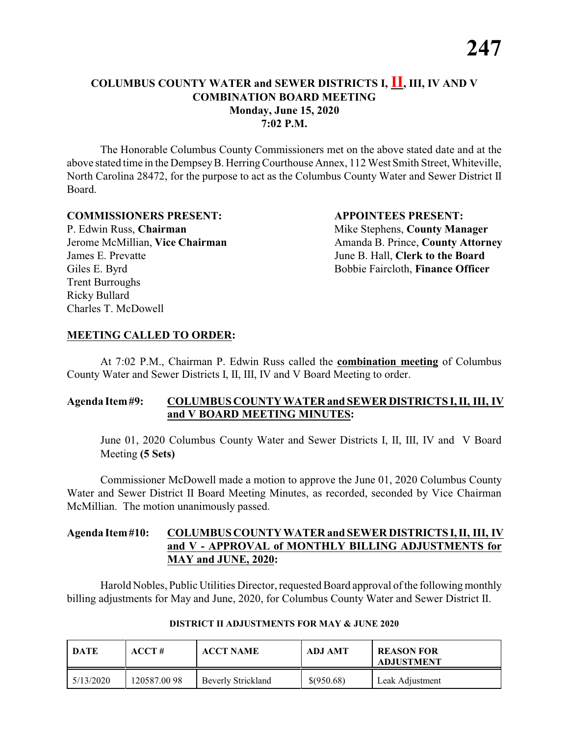## COLUMBUS COUNTY WATER and SEWER DISTRICTS I, II, III, IV AND V COMBINATION BOARD MEETING
**Monday, June 15, 2020**
**7:02 P.M.**

The Honorable Columbus County Commissioners met on the above stated date and at the above stated time in the Dempsey B. Herring Courthouse Annex, 112 West Smith Street, Whiteville, North Carolina 28472, for the purpose to act as the Columbus County Water and Sewer District II Board.

**COMMISSIONERS PRESENT:**
P. Edwin Russ, **Chairman**
Jerome McMillian, **Vice Chairman**
James E. Prevatte
Giles E. Byrd
Trent Burroughs
Ricky Bullard
Charles T. McDowell

**APPOINTEES PRESENT:**
Mike Stephens, **County Manager**
Amanda B. Prince, **County Attorney**
June B. Hall, **Clerk to the Board**
Bobbie Faircloth, **Finance Officer**

**MEETING CALLED TO ORDER:**

At 7:02 P.M., Chairman P. Edwin Russ called the **combination meeting** of Columbus County Water and Sewer Districts I, II, III, IV and V Board Meeting to order.

**Agenda Item #9: COLUMBUS COUNTY WATER and SEWER DISTRICTS I, II, III, IV and V BOARD MEETING MINUTES:**

June 01, 2020 Columbus County Water and Sewer Districts I, II, III, IV and V Board Meeting **(5 Sets)**

Commissioner McDowell made a motion to approve the June 01, 2020 Columbus County Water and Sewer District II Board Meeting Minutes, as recorded, seconded by Vice Chairman McMillian. The motion unanimously passed.

**Agenda Item #10: COLUMBUS COUNTY WATER and SEWER DISTRICTS I, II, III, IV and V - APPROVAL of MONTHLY BILLING ADJUSTMENTS for MAY and JUNE, 2020:**

Harold Nobles, Public Utilities Director, requested Board approval of the following monthly billing adjustments for May and June, 2020, for Columbus County Water and Sewer District II.

**DISTRICT II ADJUSTMENTS FOR MAY & JUNE 2020**

| DATE | ACCT # | ACCT NAME | ADJ AMT | REASON FOR ADJUSTMENT |
|---|---|---|---|---|
| 5/13/2020 | 120587.00 98 | Beverly Strickland | $(950.68) | Leak Adjustment |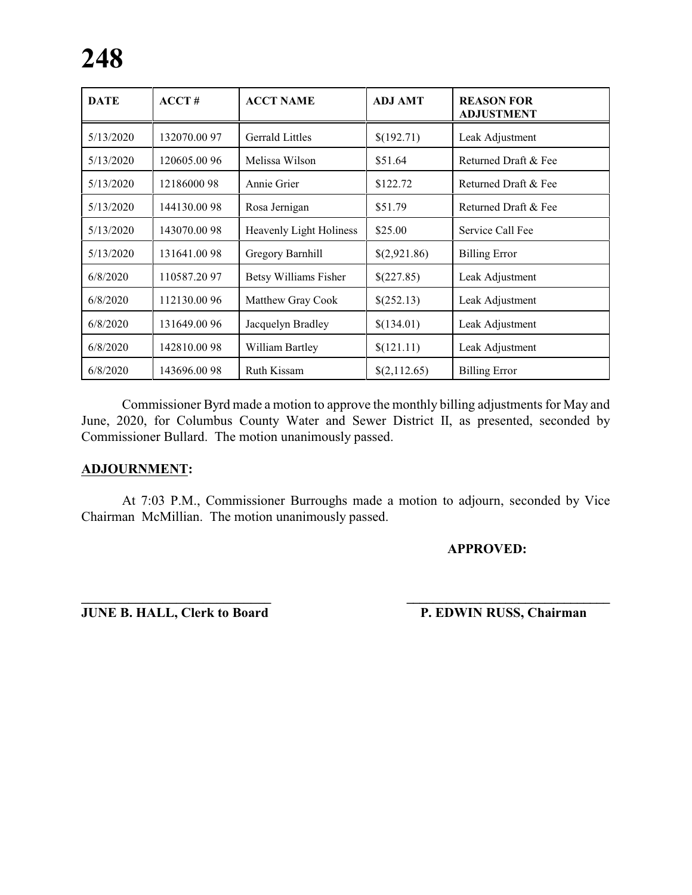| DATE | ACCT # | ACCT NAME | ADJ AMT | REASON FOR ADJUSTMENT |
|---|---|---|---|---|
| 5/13/2020 | 132070.00 97 | Gerrald Littles | $(192.71) | Leak Adjustment |
| 5/13/2020 | 120605.00 96 | Melissa Wilson | $51.64 | Returned Draft & Fee |
| 5/13/2020 | 12186000 98 | Annie Grier | $122.72 | Returned Draft & Fee |
| 5/13/2020 | 144130.00 98 | Rosa Jernigan | $51.79 | Returned Draft & Fee |
| 5/13/2020 | 143070.00 98 | Heavenly Light Holiness | $25.00 | Service Call Fee |
| 5/13/2020 | 131641.00 98 | Gregory Barnhill | $(2,921.86) | Billing Error |
| 6/8/2020 | 110587.20 97 | Betsy Williams Fisher | $(227.85) | Leak Adjustment |
| 6/8/2020 | 112130.00 96 | Matthew Gray Cook | $(252.13) | Leak Adjustment |
| 6/8/2020 | 131649.00 96 | Jacquelyn Bradley | $(134.01) | Leak Adjustment |
| 6/8/2020 | 142810.00 98 | William Bartley | $(121.11) | Leak Adjustment |
| 6/8/2020 | 143696.00 98 | Ruth Kissam | $(2,112.65) | Billing Error |

Commissioner Byrd made a motion to approve the monthly billing adjustments for May and June, 2020, for Columbus County Water and Sewer District II, as presented, seconded by Commissioner Bullard. The motion unanimously passed.

**ADJOURNMENT:**

At 7:03 P.M., Commissioner Burroughs made a motion to adjourn, seconded by Vice Chairman McMillian. The motion unanimously passed.

**APPROVED:**

______________________________ ______________________________

**JUNE B. HALL, Clerk to Board** **P. EDWIN RUSS, Chairman**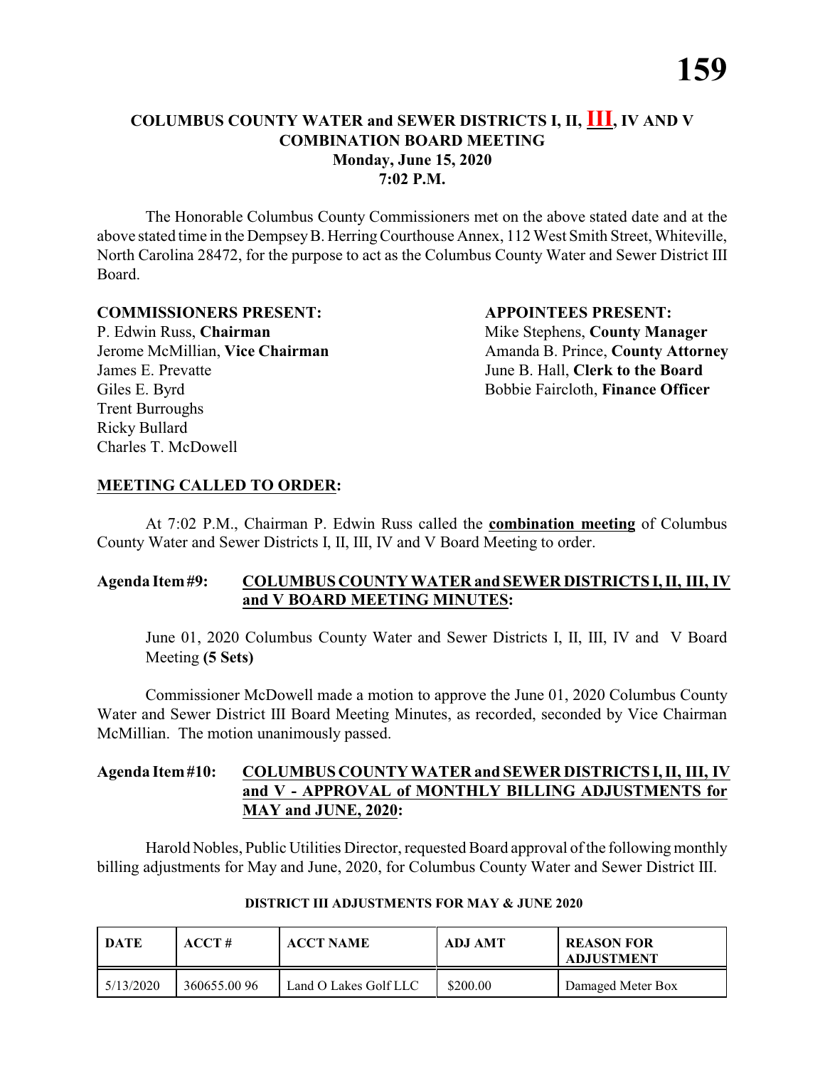# COLUMBUS COUNTY WATER and SEWER DISTRICTS I, II, III, IV AND V COMBINATION BOARD MEETING
## Monday, June 15, 2020
## 7:02 P.M.

The Honorable Columbus County Commissioners met on the above stated date and at the above stated time in the Dempsey B. Herring Courthouse Annex, 112 West Smith Street, Whiteville, North Carolina 28472, for the purpose to act as the Columbus County Water and Sewer District III Board.

**COMMISSIONERS PRESENT:**
P. Edwin Russ, **Chairman**
Jerome McMillian, **Vice Chairman**
James E. Prevatte
Giles E. Byrd
Trent Burroughs
Ricky Bullard
Charles T. McDowell

**APPOINTEES PRESENT:**
Mike Stephens, **County Manager**
Amanda B. Prince, **County Attorney**
June B. Hall, **Clerk to the Board**
Bobbie Faircloth, **Finance Officer**

**MEETING CALLED TO ORDER:**

At 7:02 P.M., Chairman P. Edwin Russ called the **combination meeting** of Columbus County Water and Sewer Districts I, II, III, IV and V Board Meeting to order.

**Agenda Item #9: COLUMBUS COUNTY WATER and SEWER DISTRICTS I, II, III, IV and V BOARD MEETING MINUTES:**

June 01, 2020 Columbus County Water and Sewer Districts I, II, III, IV and V Board Meeting **(5 Sets)**

Commissioner McDowell made a motion to approve the June 01, 2020 Columbus County Water and Sewer District III Board Meeting Minutes, as recorded, seconded by Vice Chairman McMillian. The motion unanimously passed.

**Agenda Item #10: COLUMBUS COUNTY WATER and SEWER DISTRICTS I, II, III, IV and V - APPROVAL of MONTHLY BILLING ADJUSTMENTS for MAY and JUNE, 2020:**

Harold Nobles, Public Utilities Director, requested Board approval of the following monthly billing adjustments for May and June, 2020, for Columbus County Water and Sewer District III.

**DISTRICT III ADJUSTMENTS FOR MAY & JUNE 2020**

| DATE | ACCT # | ACCT NAME | ADJ AMT | REASON FOR ADJUSTMENT |
|---|---|---|---|---|
| 5/13/2020 | 360655.00 96 | Land O Lakes Golf LLC | $200.00 | Damaged Meter Box |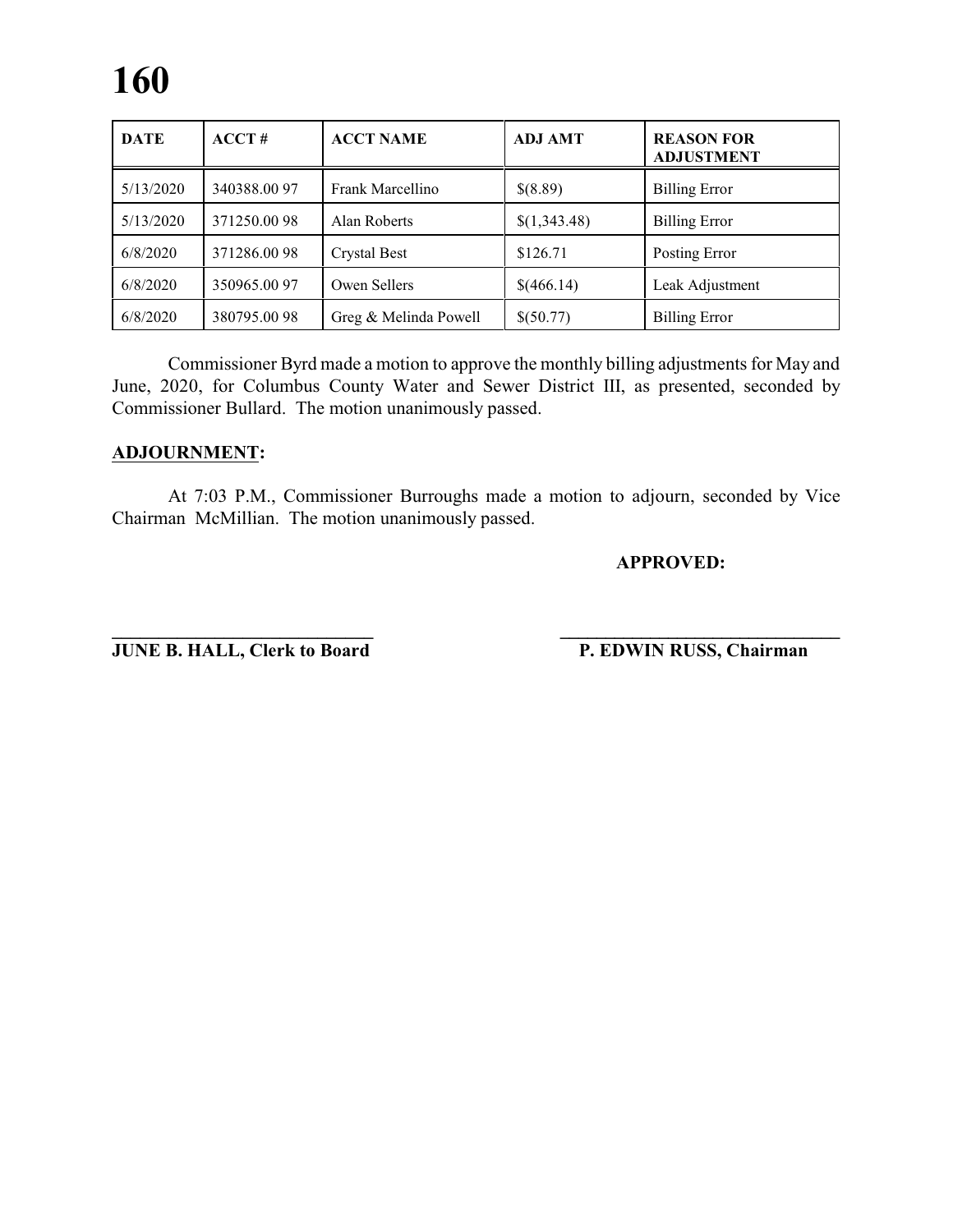| DATE | ACCT # | ACCT NAME | ADJ AMT | REASON FOR ADJUSTMENT |
|---|---|---|---|---|
| 5/13/2020 | 340388.00 97 | Frank Marcellino | $(8.89) | Billing Error |
| 5/13/2020 | 371250.00 98 | Alan Roberts | $(1,343.48) | Billing Error |
| 6/8/2020 | 371286.00 98 | Crystal Best | $126.71 | Posting Error |
| 6/8/2020 | 350965.00 97 | Owen Sellers | $(466.14) | Leak Adjustment |
| 6/8/2020 | 380795.00 98 | Greg & Melinda Powell | $(50.77) | Billing Error |

Commissioner Byrd made a motion to approve the monthly billing adjustments for May and June, 2020, for Columbus County Water and Sewer District III, as presented, seconded by Commissioner Bullard. The motion unanimously passed.

**ADJOURNMENT:**

At 7:03 P.M., Commissioner Burroughs made a motion to adjourn, seconded by Vice Chairman McMillian. The motion unanimously passed.

**APPROVED:**

**JUNE B. HALL, Clerk to Board** **P. EDWIN RUSS, Chairman**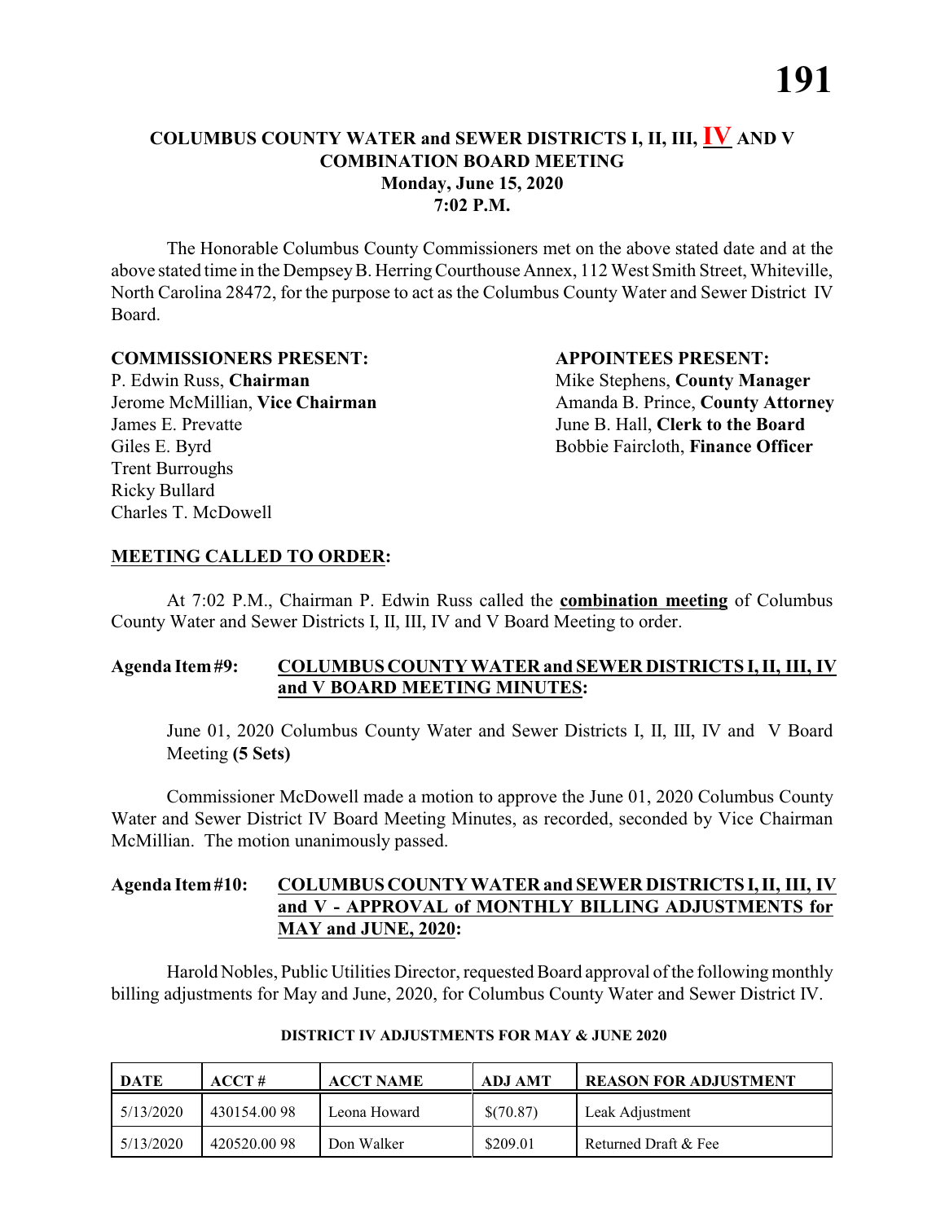# COLUMBUS COUNTY WATER and SEWER DISTRICTS I, II, III, IV AND V COMBINATION BOARD MEETING
## Monday, June 15, 2020
## 7:02 P.M.

The Honorable Columbus County Commissioners met on the above stated date and at the above stated time in the Dempsey B. Herring Courthouse Annex, 112 West Smith Street, Whiteville, North Carolina 28472, for the purpose to act as the Columbus County Water and Sewer District IV Board.

**COMMISSIONERS PRESENT:**

P. Edwin Russ, **Chairman**
Jerome McMillian, **Vice Chairman**
James E. Prevatte
Giles E. Byrd
Trent Burroughs
Ricky Bullard
Charles T. McDowell

**APPOINTEES PRESENT:**

Mike Stephens, **County Manager**
Amanda B. Prince, **County Attorney**
June B. Hall, **Clerk to the Board**
Bobbie Faircloth, **Finance Officer**

**MEETING CALLED TO ORDER:**

At 7:02 P.M., Chairman P. Edwin Russ called the **combination meeting** of Columbus County Water and Sewer Districts I, II, III, IV and V Board Meeting to order.

**Agenda Item #9: COLUMBUS COUNTY WATER and SEWER DISTRICTS I, II, III, IV and V BOARD MEETING MINUTES:**

June 01, 2020 Columbus County Water and Sewer Districts I, II, III, IV and V Board Meeting **(5 Sets)**

Commissioner McDowell made a motion to approve the June 01, 2020 Columbus County Water and Sewer District IV Board Meeting Minutes, as recorded, seconded by Vice Chairman McMillian. The motion unanimously passed.

**Agenda Item #10: COLUMBUS COUNTY WATER and SEWER DISTRICTS I, II, III, IV and V - APPROVAL of MONTHLY BILLING ADJUSTMENTS for MAY and JUNE, 2020:**

Harold Nobles, Public Utilities Director, requested Board approval of the following monthly billing adjustments for May and June, 2020, for Columbus County Water and Sewer District IV.

**DISTRICT IV ADJUSTMENTS FOR MAY & JUNE 2020**

| DATE | ACCT # | ACCT NAME | ADJ AMT | REASON FOR ADJUSTMENT |
|---|---|---|---|---|
| 5/13/2020 | 430154.00 98 | Leona Howard | $(70.87) | Leak Adjustment |
| 5/13/2020 | 420520.00 98 | Don Walker | $209.01 | Returned Draft & Fee |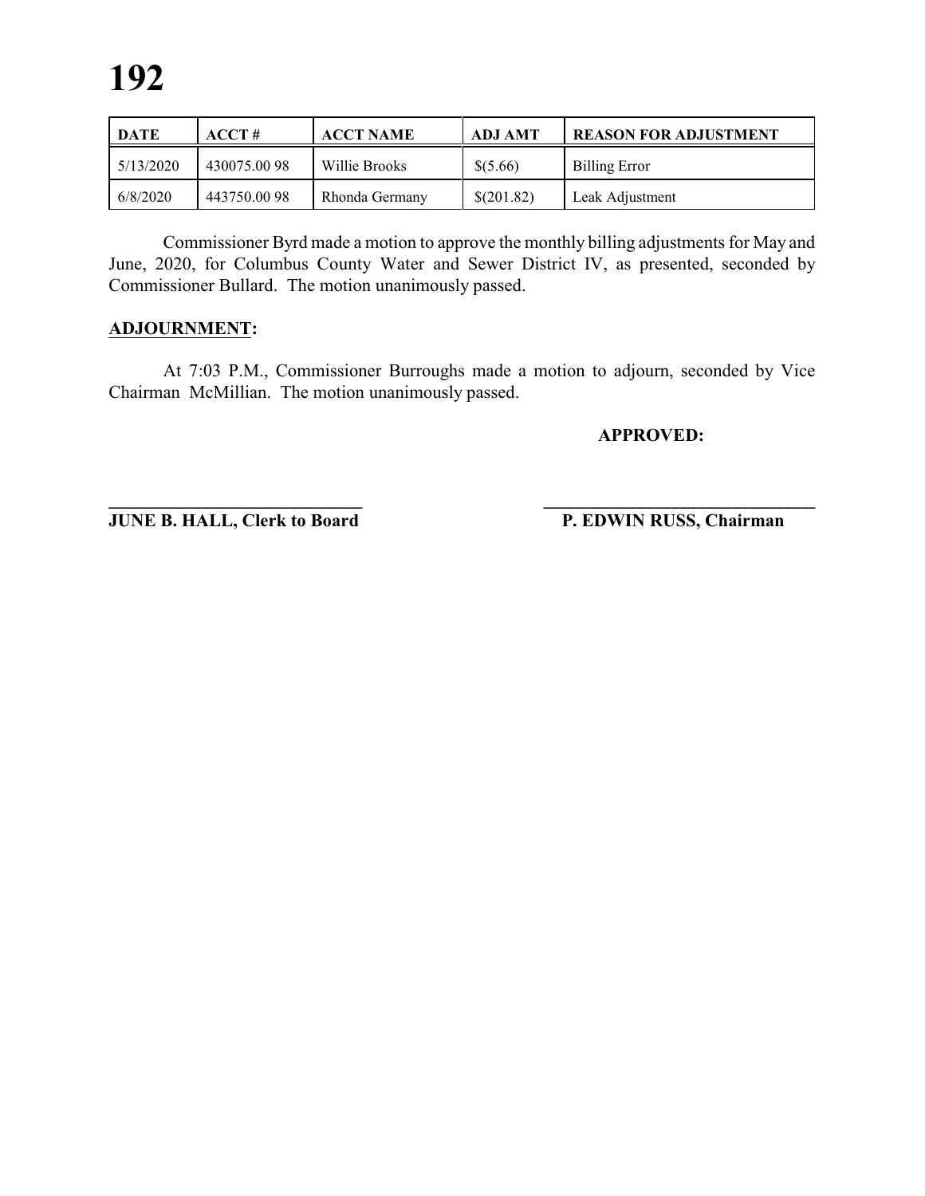| DATE | ACCT # | ACCT NAME | ADJ AMT | REASON FOR ADJUSTMENT |
|---|---|---|---|---|
| 5/13/2020 | 430075.00 98 | Willie Brooks | $(5.66) | Billing Error |
| 6/8/2020 | 443750.00 98 | Rhonda Germany | $(201.82) | Leak Adjustment |

Commissioner Byrd made a motion to approve the monthly billing adjustments for May and June, 2020, for Columbus County Water and Sewer District IV, as presented, seconded by Commissioner Bullard. The motion unanimously passed.

**ADJOURNMENT:**

At 7:03 P.M., Commissioner Burroughs made a motion to adjourn, seconded by Vice Chairman McMillian. The motion unanimously passed.

**APPROVED:**

**\_\_\_\_\_\_\_\_\_\_\_\_\_\_\_\_\_\_\_\_\_\_\_\_\_\_\_\_\_\_**
**JUNE B. HALL, Clerk to Board**

**\_\_\_\_\_\_\_\_\_\_\_\_\_\_\_\_\_\_\_\_\_\_\_\_\_\_\_\_\_\_**
**P. EDWIN RUSS, Chairman**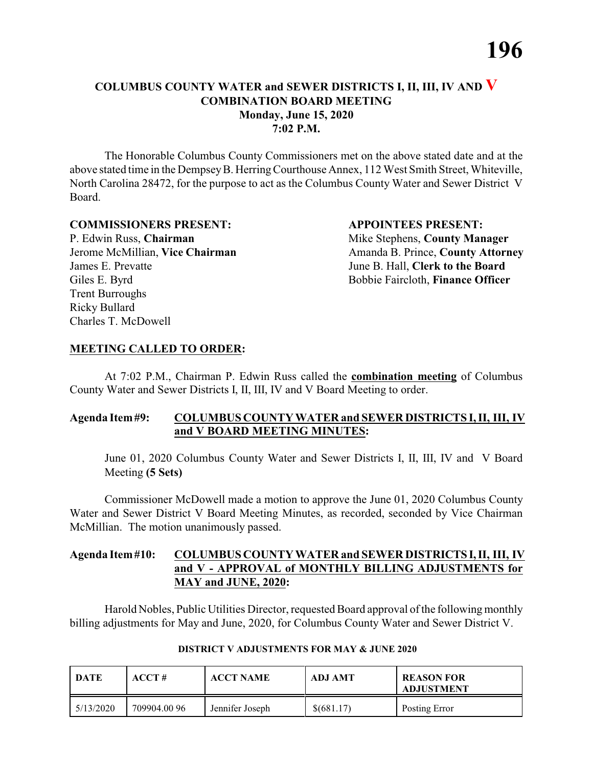# COLUMBUS COUNTY WATER and SEWER DISTRICTS I, II, III, IV AND V COMBINATION BOARD MEETING

**Monday, June 15, 2020**

**7:02 P.M.**

The Honorable Columbus County Commissioners met on the above stated date and at the above stated time in the Dempsey B. Herring Courthouse Annex, 112 West Smith Street, Whiteville, North Carolina 28472, for the purpose to act as the Columbus County Water and Sewer District V Board.

**COMMISSIONERS PRESENT:**

P. Edwin Russ, **Chairman**
Jerome McMillian, **Vice Chairman**
James E. Prevatte
Giles E. Byrd
Trent Burroughs
Ricky Bullard
Charles T. McDowell

**APPOINTEES PRESENT:**

Mike Stephens, **County Manager**
Amanda B. Prince, **County Attorney**
June B. Hall, **Clerk to the Board**
Bobbie Faircloth, **Finance Officer**

## MEETING CALLED TO ORDER:

At 7:02 P.M., Chairman P. Edwin Russ called the **combination meeting** of Columbus County Water and Sewer Districts I, II, III, IV and V Board Meeting to order.

## Agenda Item #9: COLUMBUS COUNTY WATER and SEWER DISTRICTS I, II, III, IV and V BOARD MEETING MINUTES:

June 01, 2020 Columbus County Water and Sewer Districts I, II, III, IV and V Board Meeting **(5 Sets)**

Commissioner McDowell made a motion to approve the June 01, 2020 Columbus County Water and Sewer District V Board Meeting Minutes, as recorded, seconded by Vice Chairman McMillian. The motion unanimously passed.

## Agenda Item #10: COLUMBUS COUNTY WATER and SEWER DISTRICTS I, II, III, IV and V - APPROVAL of MONTHLY BILLING ADJUSTMENTS for MAY and JUNE, 2020:

Harold Nobles, Public Utilities Director, requested Board approval of the following monthly billing adjustments for May and June, 2020, for Columbus County Water and Sewer District V.

**DISTRICT V ADJUSTMENTS FOR MAY & JUNE 2020**

| DATE | ACCT # | ACCT NAME | ADJ AMT | REASON FOR ADJUSTMENT |
|---|---|---|---|---|
| 5/13/2020 | 709904.00 96 | Jennifer Joseph | $(681.17) | Posting Error |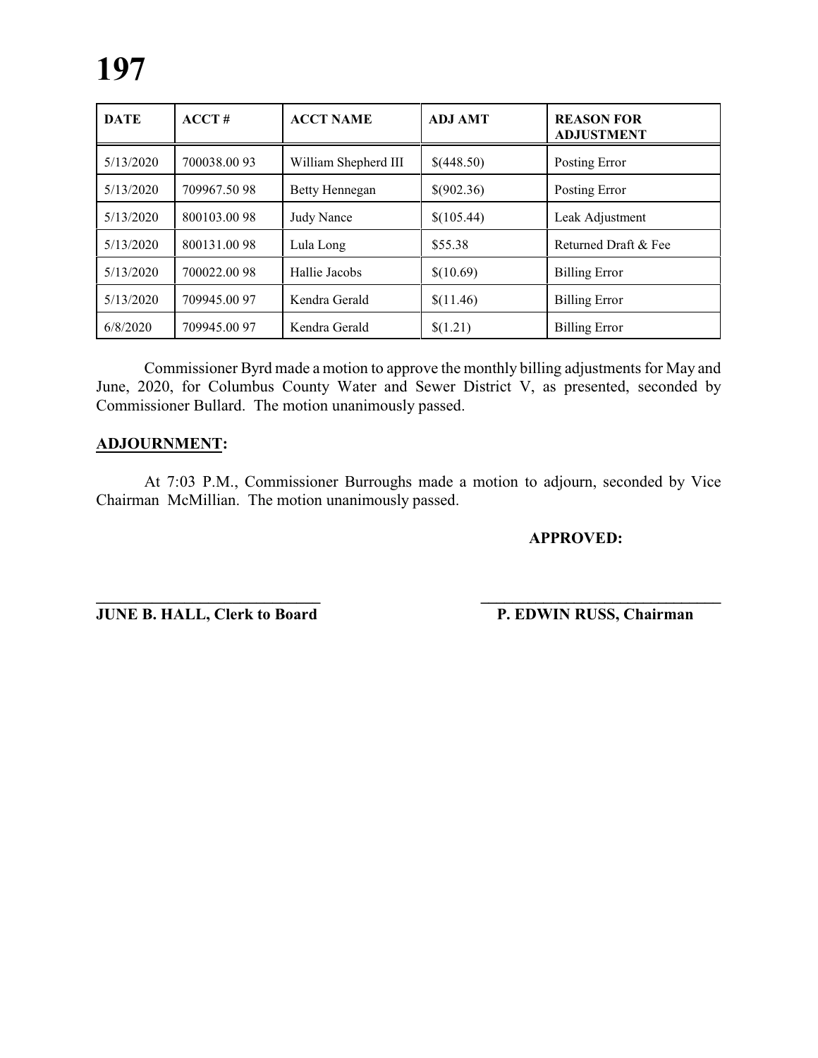| DATE | ACCT # | ACCT NAME | ADJ AMT | REASON FOR ADJUSTMENT |
|---|---|---|---|---|
| 5/13/2020 | 700038.00 93 | William Shepherd III | $(448.50) | Posting Error |
| 5/13/2020 | 709967.50 98 | Betty Hennegan | $(902.36) | Posting Error |
| 5/13/2020 | 800103.00 98 | Judy Nance | $(105.44) | Leak Adjustment |
| 5/13/2020 | 800131.00 98 | Lula Long | $55.38 | Returned Draft & Fee |
| 5/13/2020 | 700022.00 98 | Hallie Jacobs | $(10.69) | Billing Error |
| 5/13/2020 | 709945.00 97 | Kendra Gerald | $(11.46) | Billing Error |
| 6/8/2020 | 709945.00 97 | Kendra Gerald | $(1.21) | Billing Error |

Commissioner Byrd made a motion to approve the monthly billing adjustments for May and June, 2020, for Columbus County Water and Sewer District V, as presented, seconded by Commissioner Bullard. The motion unanimously passed.

**ADJOURNMENT:**

At 7:03 P.M., Commissioner Burroughs made a motion to adjourn, seconded by Vice Chairman McMillian. The motion unanimously passed.

**APPROVED:**

_____________________________ _____________________________

**JUNE B. HALL, Clerk to Board** **P. EDWIN RUSS, Chairman**